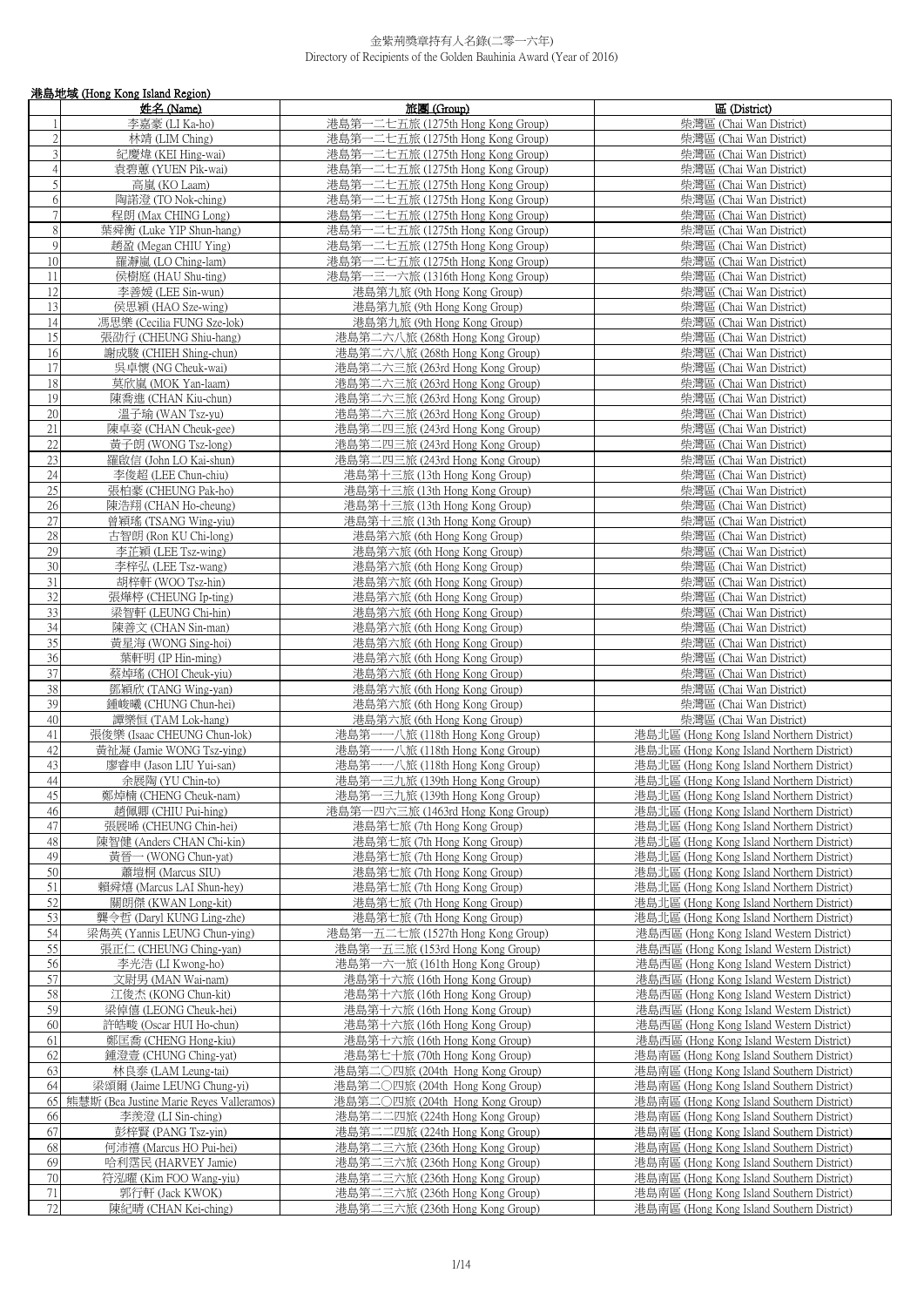# 金紫荊獎章持有人名錄(二零一六年)
Directory of Recipients of the Golden Bauhinia Award (Year of 2016)

## 港島地域 (Hong Kong Island Region)

| | 姓名 (Name) | 旅團 (Group) | 區 (District) |
|---|---|---|---|
| 1 | 李嘉豪 (LI Ka-ho) | 港島第一二七五旅 (1275th Hong Kong Group) | 柴灣區 (Chai Wan District) |
| 2 | 林靖 (LIM Ching) | 港島第一二七五旅 (1275th Hong Kong Group) | 柴灣區 (Chai Wan District) |
| 3 | 紀慶煒 (KEI Hing-wai) | 港島第一二七五旅 (1275th Hong Kong Group) | 柴灣區 (Chai Wan District) |
| 4 | 袁碧蕙 (YUEN Pik-wai) | 港島第一二七五旅 (1275th Hong Kong Group) | 柴灣區 (Chai Wan District) |
| 5 | 高嵐 (KO Laam) | 港島第一二七五旅 (1275th Hong Kong Group) | 柴灣區 (Chai Wan District) |
| 6 | 陶諾澄 (TO Nok-ching) | 港島第一二七五旅 (1275th Hong Kong Group) | 柴灣區 (Chai Wan District) |
| 7 | 程朗 (Max CHING Long) | 港島第一二七五旅 (1275th Hong Kong Group) | 柴灣區 (Chai Wan District) |
| 8 | 葉舜衡 (Luke YIP Shun-hang) | 港島第一二七五旅 (1275th Hong Kong Group) | 柴灣區 (Chai Wan District) |
| 9 | 趙盈 (Megan CHIU Ying) | 港島第一二七五旅 (1275th Hong Kong Group) | 柴灣區 (Chai Wan District) |
| 10 | 羅瀞嵐 (LO Ching-lam) | 港島第一二七五旅 (1275th Hong Kong Group) | 柴灣區 (Chai Wan District) |
| 11 | 侯樹庭 (HAU Shu-ting) | 港島第一三一六旅 (1316th Hong Kong Group) | 柴灣區 (Chai Wan District) |
| 12 | 李善媛 (LEE Sin-wun) | 港島第九旅 (9th Hong Kong Group) | 柴灣區 (Chai Wan District) |
| 13 | 侯思穎 (HAO Sze-wing) | 港島第九旅 (9th Hong Kong Group) | 柴灣區 (Chai Wan District) |
| 14 | 馮思樂 (Cecilia FUNG Sze-lok) | 港島第九旅 (9th Hong Kong Group) | 柴灣區 (Chai Wan District) |
| 15 | 張劭行 (CHEUNG Shiu-hang) | 港島第二六八旅 (268th Hong Kong Group) | 柴灣區 (Chai Wan District) |
| 16 | 謝成駿 (CHIEH Shing-chun) | 港島第二六八旅 (268th Hong Kong Group) | 柴灣區 (Chai Wan District) |
| 17 | 吳卓懷 (NG Cheuk-wai) | 港島第二六三旅 (263rd Hong Kong Group) | 柴灣區 (Chai Wan District) |
| 18 | 莫欣嵐 (MOK Yan-laam) | 港島第二六三旅 (263rd Hong Kong Group) | 柴灣區 (Chai Wan District) |
| 19 | 陳喬進 (CHAN Kiu-chun) | 港島第二六三旅 (263rd Hong Kong Group) | 柴灣區 (Chai Wan District) |
| 20 | 溫子瑜 (WAN Tsz-yu) | 港島第二六三旅 (263rd Hong Kong Group) | 柴灣區 (Chai Wan District) |
| 21 | 陳卓姿 (CHAN Cheuk-gee) | 港島第二四三旅 (243rd Hong Kong Group) | 柴灣區 (Chai Wan District) |
| 22 | 黃子朗 (WONG Tsz-long) | 港島第二四三旅 (243rd Hong Kong Group) | 柴灣區 (Chai Wan District) |
| 23 | 羅啟信 (John LO Kai-shun) | 港島第二四三旅 (243rd Hong Kong Group) | 柴灣區 (Chai Wan District) |
| 24 | 李俊超 (LEE Chun-chiu) | 港島第十三旅 (13th Hong Kong Group) | 柴灣區 (Chai Wan District) |
| 25 | 張柏豪 (CHEUNG Pak-ho) | 港島第十三旅 (13th Hong Kong Group) | 柴灣區 (Chai Wan District) |
| 26 | 陳浩翔 (CHAN Ho-cheung) | 港島第十三旅 (13th Hong Kong Group) | 柴灣區 (Chai Wan District) |
| 27 | 曾穎瑤 (TSANG Wing-yiu) | 港島第十三旅 (13th Hong Kong Group) | 柴灣區 (Chai Wan District) |
| 28 | 古智朗 (Ron KU Chi-long) | 港島第六旅 (6th Hong Kong Group) | 柴灣區 (Chai Wan District) |
| 29 | 李芷穎 (LEE Tsz-wing) | 港島第六旅 (6th Hong Kong Group) | 柴灣區 (Chai Wan District) |
| 30 | 李梓弘 (LEE Tsz-wang) | 港島第六旅 (6th Hong Kong Group) | 柴灣區 (Chai Wan District) |
| 31 | 胡梓軒 (WOO Tsz-hin) | 港島第六旅 (6th Hong Kong Group) | 柴灣區 (Chai Wan District) |
| 32 | 張燁婷 (CHEUNG Ip-ting) | 港島第六旅 (6th Hong Kong Group) | 柴灣區 (Chai Wan District) |
| 33 | 梁智軒 (LEUNG Chi-hin) | 港島第六旅 (6th Hong Kong Group) | 柴灣區 (Chai Wan District) |
| 34 | 陳善文 (CHAN Sin-man) | 港島第六旅 (6th Hong Kong Group) | 柴灣區 (Chai Wan District) |
| 35 | 黃星海 (WONG Sing-hoi) | 港島第六旅 (6th Hong Kong Group) | 柴灣區 (Chai Wan District) |
| 36 | 葉軒明 (IP Hin-ming) | 港島第六旅 (6th Hong Kong Group) | 柴灣區 (Chai Wan District) |
| 37 | 蔡焯瑤 (CHOI Cheuk-yiu) | 港島第六旅 (6th Hong Kong Group) | 柴灣區 (Chai Wan District) |
| 38 | 鄧穎欣 (TANG Wing-yan) | 港島第六旅 (6th Hong Kong Group) | 柴灣區 (Chai Wan District) |
| 39 | 鍾峻曦 (CHUNG Chun-hei) | 港島第六旅 (6th Hong Kong Group) | 柴灣區 (Chai Wan District) |
| 40 | 譚樂恒 (TAM Lok-hang) | 港島第六旅 (6th Hong Kong Group) | 柴灣區 (Chai Wan District) |
| 41 | 張俊樂 (Isaac CHEUNG Chun-lok) | 港島第一一八旅 (118th Hong Kong Group) | 港島北區 (Hong Kong Island Northern District) |
| 42 | 黃祉凝 (Jamie WONG Tsz-ying) | 港島第一一八旅 (118th Hong Kong Group) | 港島北區 (Hong Kong Island Northern District) |
| 43 | 廖睿申 (Jason LIU Yui-san) | 港島第一一八旅 (118th Hong Kong Group) | 港島北區 (Hong Kong Island Northern District) |
| 44 | 余展陶 (YU Chin-to) | 港島第一三九旅 (139th Hong Kong Group) | 港島北區 (Hong Kong Island Northern District) |
| 45 | 鄭焯楠 (CHENG Cheuk-nam) | 港島第一三九旅 (139th Hong Kong Group) | 港島北區 (Hong Kong Island Northern District) |
| 46 | 趙佩卿 (CHIU Pui-hing) | 港島第一四六三旅 (1463rd Hong Kong Group) | 港島北區 (Hong Kong Island Northern District) |
| 47 | 張展晞 (CHEUNG Chin-hei) | 港島第七旅 (7th Hong Kong Group) | 港島北區 (Hong Kong Island Northern District) |
| 48 | 陳智健 (Anders CHAN Chi-kin) | 港島第七旅 (7th Hong Kong Group) | 港島北區 (Hong Kong Island Northern District) |
| 49 | 黃晉一 (WONG Chun-yat) | 港島第七旅 (7th Hong Kong Group) | 港島北區 (Hong Kong Island Northern District) |
| 50 | 蕭增桐 (Marcus SIU) | 港島第七旅 (7th Hong Kong Group) | 港島北區 (Hong Kong Island Northern District) |
| 51 | 賴舜熺 (Marcus LAI Shun-hey) | 港島第七旅 (7th Hong Kong Group) | 港島北區 (Hong Kong Island Northern District) |
| 52 | 關朗傑 (KWAN Long-kit) | 港島第七旅 (7th Hong Kong Group) | 港島北區 (Hong Kong Island Northern District) |
| 53 | 龔令哲 (Daryl KUNG Ling-zhe) | 港島第七旅 (7th Hong Kong Group) | 港島北區 (Hong Kong Island Northern District) |
| 54 | 梁雋英 (Yannis LEUNG Chun-ying) | 港島第一五二七旅 (1527th Hong Kong Group) | 港島西區 (Hong Kong Island Western District) |
| 55 | 張正仁 (CHEUNG Ching-yan) | 港島第一五三旅 (153rd Hong Kong Group) | 港島西區 (Hong Kong Island Western District) |
| 56 | 李光浩 (LI Kwong-ho) | 港島第一六一旅 (161th Hong Kong Group) | 港島西區 (Hong Kong Island Western District) |
| 57 | 文尉男 (MAN Wai-nam) | 港島第十六旅 (16th Hong Kong Group) | 港島西區 (Hong Kong Island Western District) |
| 58 | 江俊杰 (KONG Chun-kit) | 港島第十六旅 (16th Hong Kong Group) | 港島西區 (Hong Kong Island Western District) |
| 59 | 梁倬僖 (LEONG Cheuk-hei) | 港島第十六旅 (16th Hong Kong Group) | 港島西區 (Hong Kong Island Western District) |
| 60 | 許皓峻 (Oscar HUI Ho-chun) | 港島第十六旅 (16th Hong Kong Group) | 港島西區 (Hong Kong Island Western District) |
| 61 | 鄭匡喬 (CHENG Hong-kiu) | 港島第十六旅 (16th Hong Kong Group) | 港島西區 (Hong Kong Island Western District) |
| 62 | 鍾澄壹 (CHUNG Ching-yat) | 港島第七十旅 (70th Hong Kong Group) | 港島南區 (Hong Kong Island Southern District) |
| 63 | 林良壹 (LAM Leung-tai) | 港島第二〇四旅 (204th Hong Kong Group) | 港島南區 (Hong Kong Island Southern District) |
| 64 | 梁頌爾 (Jaime LEUNG Chung-yi) | 港島第二〇四旅 (204th Hong Kong Group) | 港島南區 (Hong Kong Island Southern District) |
| 65 | 熊慧斯 (Bea Justine Marie Reyes Valleramos) | 港島第二〇四旅 (204th Hong Kong Group) | 港島南區 (Hong Kong Island Southern District) |
| 66 | 李羡澄 (LI Sin-ching) | 港島第二二四旅 (224th Hong Kong Group) | 港島南區 (Hong Kong Island Southern District) |
| 67 | 彭梓賢 (PANG Tsz-yin) | 港島第二二四旅 (224th Hong Kong Group) | 港島南區 (Hong Kong Island Southern District) |
| 68 | 何沛禧 (Marcus HO Pui-hei) | 港島第二三六旅 (236th Hong Kong Group) | 港島南區 (Hong Kong Island Southern District) |
| 69 | 哈利霑民 (HARVEY Jamie) | 港島第二三六旅 (236th Hong Kong Group) | 港島南區 (Hong Kong Island Southern District) |
| 70 | 符泓曜 (Kim FOO Wang-yiu) | 港島第二三六旅 (236th Hong Kong Group) | 港島南區 (Hong Kong Island Southern District) |
| 71 | 郭行軒 (Jack KWOK) | 港島第二三六旅 (236th Hong Kong Group) | 港島南區 (Hong Kong Island Southern District) |
| 72 | 陳紀晴 (CHAN Kei-ching) | 港島第二三六旅 (236th Hong Kong Group) | 港島南區 (Hong Kong Island Southern District) |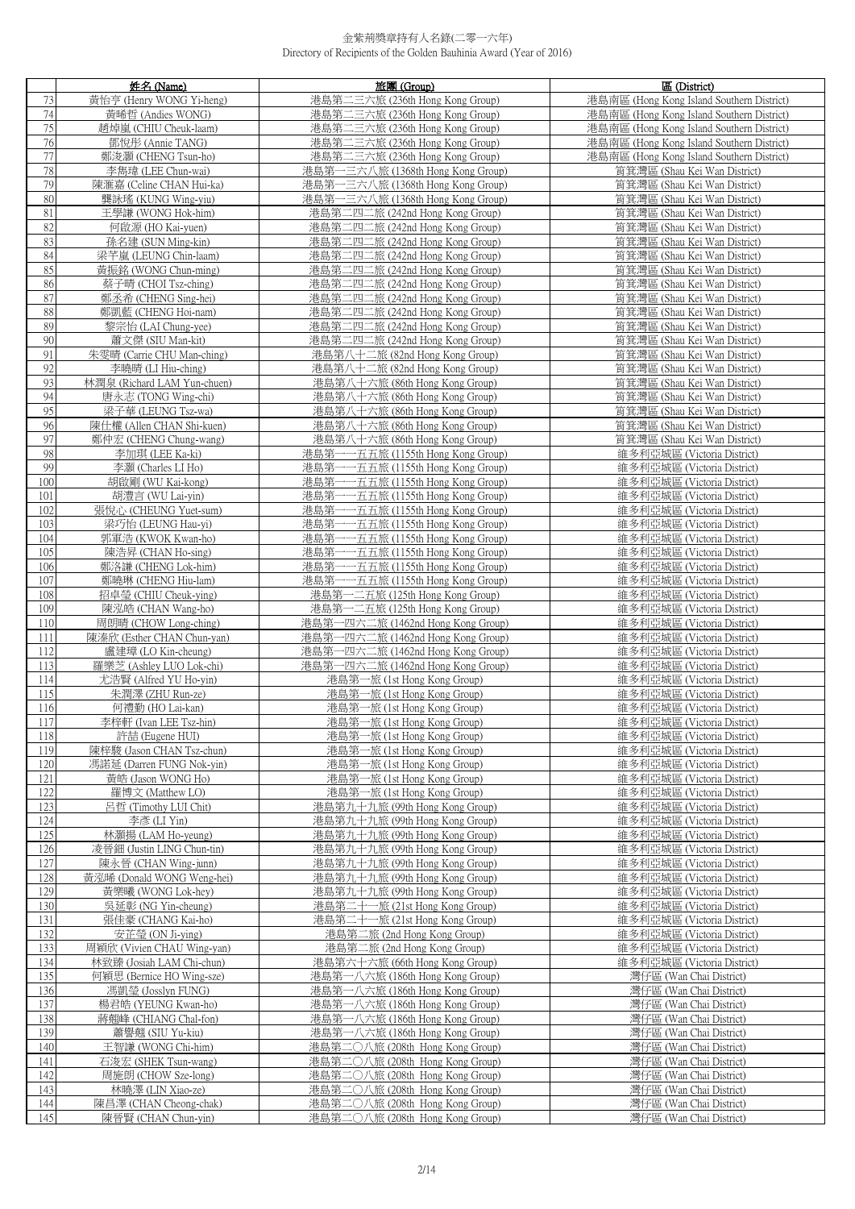# 金紫荊獎章持有人名錄(二零一六年)
Directory of Recipients of the Golden Bauhinia Award (Year of 2016)

| | 姓名 (Name) | 旅團 (Group) | 區 (District) |
|---|---|---|---|
| 73 | 黃怡亨 (Henry WONG Yi-heng) | 港島第二三六旅 (236th Hong Kong Group) | 港島南區 (Hong Kong Island Southern District) |
| 74 | 黃晞哲 (Andies WONG) | 港島第二三六旅 (236th Hong Kong Group) | 港島南區 (Hong Kong Island Southern District) |
| 75 | 趙焯嵐 (CHIU Cheuk-laam) | 港島第二三六旅 (236th Hong Kong Group) | 港島南區 (Hong Kong Island Southern District) |
| 76 | 鄧悅彤 (Annie TANG) | 港島第二三六旅 (236th Hong Kong Group) | 港島南區 (Hong Kong Island Southern District) |
| 77 | 鄭浚灝 (CHENG Tsun-ho) | 港島第二三六旅 (236th Hong Kong Group) | 港島南區 (Hong Kong Island Southern District) |
| 78 | 李雋瑋 (LEE Chun-wai) | 港島第一三六八旅 (1368th Hong Kong Group) | 筲箕灣區 (Shau Kei Wan District) |
| 79 | 陳滙嘉 (Celine CHAN Hui-ka) | 港島第一三六八旅 (1368th Hong Kong Group) | 筲箕灣區 (Shau Kei Wan District) |
| 80 | 龔詠瑤 (KUNG Wing-yiu) | 港島第一三六八旅 (1368th Hong Kong Group) | 筲箕灣區 (Shau Kei Wan District) |
| 81 | 王學謙 (WONG Hok-him) | 港島第二四二旅 (242nd Hong Kong Group) | 筲箕灣區 (Shau Kei Wan District) |
| 82 | 何啟源 (HO Kai-yuen) | 港島第二四二旅 (242nd Hong Kong Group) | 筲箕灣區 (Shau Kei Wan District) |
| 83 | 孫名建 (SUN Ming-kin) | 港島第二四二旅 (242nd Hong Kong Group) | 筲箕灣區 (Shau Kei Wan District) |
| 84 | 梁芊嵐 (LEUNG Chin-laam) | 港島第二四二旅 (242nd Hong Kong Group) | 筲箕灣區 (Shau Kei Wan District) |
| 85 | 黃振銘 (WONG Chun-ming) | 港島第二四二旅 (242nd Hong Kong Group) | 筲箕灣區 (Shau Kei Wan District) |
| 86 | 蔡子晴 (CHOI Tsz-ching) | 港島第二四二旅 (242nd Hong Kong Group) | 筲箕灣區 (Shau Kei Wan District) |
| 87 | 鄭丞希 (CHENG Sing-hei) | 港島第二四二旅 (242nd Hong Kong Group) | 筲箕灣區 (Shau Kei Wan District) |
| 88 | 鄭凱藍 (CHENG Hoi-nam) | 港島第二四二旅 (242nd Hong Kong Group) | 筲箕灣區 (Shau Kei Wan District) |
| 89 | 黎宗怡 (LAI Chung-yee) | 港島第二四二旅 (242nd Hong Kong Group) | 筲箕灣區 (Shau Kei Wan District) |
| 90 | 蕭文傑 (SIU Man-kit) | 港島第二四二旅 (242nd Hong Kong Group) | 筲箕灣區 (Shau Kei Wan District) |
| 91 | 朱雯晴 (Carrie CHU Man-ching) | 港島第八十二旅 (82nd Hong Kong Group) | 筲箕灣區 (Shau Kei Wan District) |
| 92 | 李曉晴 (LI Hiu-ching) | 港島第八十二旅 (82nd Hong Kong Group) | 筲箕灣區 (Shau Kei Wan District) |
| 93 | 林潤泉 (Richard LAM Yun-chuen) | 港島第八十六旅 (86th Hong Kong Group) | 筲箕灣區 (Shau Kei Wan District) |
| 94 | 唐永志 (TONG Wing-chi) | 港島第八十六旅 (86th Hong Kong Group) | 筲箕灣區 (Shau Kei Wan District) |
| 95 | 梁子華 (LEUNG Tsz-wa) | 港島第八十六旅 (86th Hong Kong Group) | 筲箕灣區 (Shau Kei Wan District) |
| 96 | 陳仕權 (Allen CHAN Shi-kuen) | 港島第八十六旅 (86th Hong Kong Group) | 筲箕灣區 (Shau Kei Wan District) |
| 97 | 鄭仲宏 (CHENG Chung-wang) | 港島第八十六旅 (86th Hong Kong Group) | 筲箕灣區 (Shau Kei Wan District) |
| 98 | 李加琪 (LEE Ka-ki) | 港島第一一五五旅 (1155th Hong Kong Group) | 維多利亞城區 (Victoria District) |
| 99 | 李灝 (Charles LI Ho) | 港島第一一五五旅 (1155th Hong Kong Group) | 維多利亞城區 (Victoria District) |
| 100 | 胡啟剛 (WU Kai-kong) | 港島第一一五五旅 (1155th Hong Kong Group) | 維多利亞城區 (Victoria District) |
| 101 | 胡澧言 (WU Lai-yin) | 港島第一一五五旅 (1155th Hong Kong Group) | 維多利亞城區 (Victoria District) |
| 102 | 張悅心 (CHEUNG Yuet-sum) | 港島第一一五五旅 (1155th Hong Kong Group) | 維多利亞城區 (Victoria District) |
| 103 | 梁巧怡 (LEUNG Hau-yi) | 港島第一一五五旅 (1155th Hong Kong Group) | 維多利亞城區 (Victoria District) |
| 104 | 郭軍浩 (KWOK Kwan-ho) | 港島第一一五五旅 (1155th Hong Kong Group) | 維多利亞城區 (Victoria District) |
| 105 | 陳浩昇 (CHAN Ho-sing) | 港島第一一五五旅 (1155th Hong Kong Group) | 維多利亞城區 (Victoria District) |
| 106 | 鄭洛謙 (CHENG Lok-him) | 港島第一一五五旅 (1155th Hong Kong Group) | 維多利亞城區 (Victoria District) |
| 107 | 鄭曉琳 (CHENG Hiu-lam) | 港島第一一五五旅 (1155th Hong Kong Group) | 維多利亞城區 (Victoria District) |
| 108 | 招卓瑩 (CHIU Cheuk-ying) | 港島第一二五旅 (125th Hong Kong Group) | 維多利亞城區 (Victoria District) |
| 109 | 陳泓皓 (CHAN Wang-ho) | 港島第一二五旅 (125th Hong Kong Group) | 維多利亞城區 (Victoria District) |
| 110 | 周朗晴 (CHOW Long-ching) | 港島第一四六二旅 (1462nd Hong Kong Group) | 維多利亞城區 (Victoria District) |
| 111 | 陳溱欣 (Esther CHAN Chun-yan) | 港島第一四六二旅 (1462nd Hong Kong Group) | 維多利亞城區 (Victoria District) |
| 112 | 盧建璋 (LO Kin-cheung) | 港島第一四六二旅 (1462nd Hong Kong Group) | 維多利亞城區 (Victoria District) |
| 113 | 羅樂芝 (Ashley LUO Lok-chi) | 港島第一四六二旅 (1462nd Hong Kong Group) | 維多利亞城區 (Victoria District) |
| 114 | 尤浩賢 (Alfred YU Ho-yin) | 港島第一旅 (1st Hong Kong Group) | 維多利亞城區 (Victoria District) |
| 115 | 朱潤澤 (ZHU Run-ze) | 港島第一旅 (1st Hong Kong Group) | 維多利亞城區 (Victoria District) |
| 116 | 何禮勤 (HO Lai-kan) | 港島第一旅 (1st Hong Kong Group) | 維多利亞城區 (Victoria District) |
| 117 | 李梓軒 (Ivan LEE Tsz-hin) | 港島第一旅 (1st Hong Kong Group) | 維多利亞城區 (Victoria District) |
| 118 | 許喆 (Eugene HUI) | 港島第一旅 (1st Hong Kong Group) | 維多利亞城區 (Victoria District) |
| 119 | 陳梓駿 (Jason CHAN Tsz-chun) | 港島第一旅 (1st Hong Kong Group) | 維多利亞城區 (Victoria District) |
| 120 | 馮諾延 (Darren FUNG Nok-yin) | 港島第一旅 (1st Hong Kong Group) | 維多利亞城區 (Victoria District) |
| 121 | 黃皓 (Jason WONG Ho) | 港島第一旅 (1st Hong Kong Group) | 維多利亞城區 (Victoria District) |
| 122 | 羅博文 (Matthew LO) | 港島第一旅 (1st Hong Kong Group) | 維多利亞城區 (Victoria District) |
| 123 | 呂哲 (Timothy LUI Chit) | 港島第九十九旅 (99th Hong Kong Group) | 維多利亞城區 (Victoria District) |
| 124 | 李彥 (LI Yin) | 港島第九十九旅 (99th Hong Kong Group) | 維多利亞城區 (Victoria District) |
| 125 | 林灝揚 (LAM Ho-yeung) | 港島第九十九旅 (99th Hong Kong Group) | 維多利亞城區 (Victoria District) |
| 126 | 凌晉鈿 (Justin LING Chun-tin) | 港島第九十九旅 (99th Hong Kong Group) | 維多利亞城區 (Victoria District) |
| 127 | 陳永晉 (CHAN Wing-junn) | 港島第九十九旅 (99th Hong Kong Group) | 維多利亞城區 (Victoria District) |
| 128 | 黃泓晞 (Donald WONG Weng-hei) | 港島第九十九旅 (99th Hong Kong Group) | 維多利亞城區 (Victoria District) |
| 129 | 黃樂曦 (WONG Lok-hey) | 港島第九十九旅 (99th Hong Kong Group) | 維多利亞城區 (Victoria District) |
| 130 | 吳延彰 (NG Yin-cheung) | 港島第二十一旅 (21st Hong Kong Group) | 維多利亞城區 (Victoria District) |
| 131 | 張佳豪 (CHANG Kai-ho) | 港島第二十一旅 (21st Hong Kong Group) | 維多利亞城區 (Victoria District) |
| 132 | 安芷瑩 (ON Ji-ying) | 港島第二旅 (2nd Hong Kong Group) | 維多利亞城區 (Victoria District) |
| 133 | 周穎欣 (Vivien CHAU Wing-yan) | 港島第二旅 (2nd Hong Kong Group) | 維多利亞城區 (Victoria District) |
| 134 | 林致臻 (Josiah LAM Chi-chun) | 港島第六十六旅 (66th Hong Kong Group) | 維多利亞城區 (Victoria District) |
| 135 | 何穎思 (Bernice HO Wing-sze) | 港島第一八六旅 (186th Hong Kong Group) | 灣仔區 (Wan Chai District) |
| 136 | 馮凱瑩 (Josslyn FUNG) | 港島第一八六旅 (186th Hong Kong Group) | 灣仔區 (Wan Chai District) |
| 137 | 楊君皓 (YEUNG Kwan-ho) | 港島第一八六旅 (186th Hong Kong Group) | 灣仔區 (Wan Chai District) |
| 138 | 蔣翹峰 (CHIANG Chal-fon) | 港島第一八六旅 (186th Hong Kong Group) | 灣仔區 (Wan Chai District) |
| 139 | 蕭譽翹 (SIU Yu-kiu) | 港島第一八六旅 (186th Hong Kong Group) | 灣仔區 (Wan Chai District) |
| 140 | 王智謙 (WONG Chi-him) | 港島第二〇八旅 (208th Hong Kong Group) | 灣仔區 (Wan Chai District) |
| 141 | 石浚宏 (SHEK Tsun-wang) | 港島第二〇八旅 (208th Hong Kong Group) | 灣仔區 (Wan Chai District) |
| 142 | 周施朗 (CHOW Sze-long) | 港島第二〇八旅 (208th Hong Kong Group) | 灣仔區 (Wan Chai District) |
| 143 | 林曉澤 (LIN Xiao-ze) | 港島第二〇八旅 (208th Hong Kong Group) | 灣仔區 (Wan Chai District) |
| 144 | 陳昌澤 (CHAN Cheong-chak) | 港島第二〇八旅 (208th Hong Kong Group) | 灣仔區 (Wan Chai District) |
| 145 | 陳晉賢 (CHAN Chun-yin) | 港島第二〇八旅 (208th Hong Kong Group) | 灣仔區 (Wan Chai District) |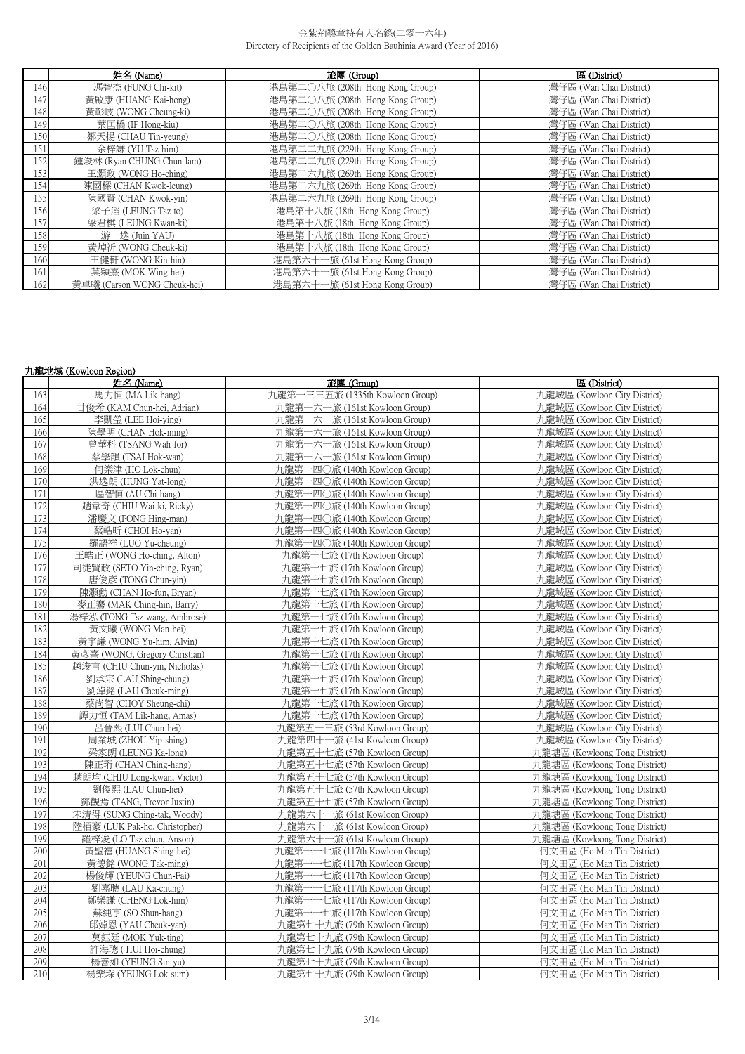| | 姓名 (Name) | 旅團 (Group) | 區 (District) |
|---|---|---|---|
| 146 | 馮智杰 (FUNG Chi-kit) | 港島第二〇八旅 (208th Hong Kong Group) | 灣仔區 (Wan Chai District) |
| 147 | 黃啟康 (HUANG Kai-hong) | 港島第二〇八旅 (208th Hong Kong Group) | 灣仔區 (Wan Chai District) |
| 148 | 黃彰岐 (WONG Cheung-ki) | 港島第二〇八旅 (208th Hong Kong Group) | 灣仔區 (Wan Chai District) |
| 149 | 葉匡橋 (IP Hong-kiu) | 港島第二〇八旅 (208th Hong Kong Group) | 灣仔區 (Wan Chai District) |
| 150 | 鄒天揚 (CHAU Tin-yeung) | 港島第二〇八旅 (208th Hong Kong Group) | 灣仔區 (Wan Chai District) |
| 151 | 余梓謙 (YU Tsz-him) | 港島第二二九旅 (229th Hong Kong Group) | 灣仔區 (Wan Chai District) |
| 152 | 鍾浚林 (Ryan CHUNG Chun-lam) | 港島第二二九旅 (229th Hong Kong Group) | 灣仔區 (Wan Chai District) |
| 153 | 王灝政 (WONG Ho-ching) | 港島第二六九旅 (269th Hong Kong Group) | 灣仔區 (Wan Chai District) |
| 154 | 陳國樑 (CHAN Kwok-leung) | 港島第二六九旅 (269th Hong Kong Group) | 灣仔區 (Wan Chai District) |
| 155 | 陳國賢 (CHAN Kwok-yin) | 港島第二六九旅 (269th Hong Kong Group) | 灣仔區 (Wan Chai District) |
| 156 | 梁子滔 (LEUNG Tsz-to) | 港島第十八旅 (18th Hong Kong Group) | 灣仔區 (Wan Chai District) |
| 157 | 梁君棋 (LEUNG Kwan-ki) | 港島第十八旅 (18th Hong Kong Group) | 灣仔區 (Wan Chai District) |
| 158 | 游一逸 (Juin YAU) | 港島第十八旅 (18th Hong Kong Group) | 灣仔區 (Wan Chai District) |
| 159 | 黃焯祈 (WONG Cheuk-ki) | 港島第十八旅 (18th Hong Kong Group) | 灣仔區 (Wan Chai District) |
| 160 | 王健軒 (WONG Kin-hin) | 港島第六十一旅 (61st Hong Kong Group) | 灣仔區 (Wan Chai District) |
| 161 | 莫穎熹 (MOK Wing-hei) | 港島第六十一旅 (61st Hong Kong Group) | 灣仔區 (Wan Chai District) |
| 162 | 黃卓曦 (Carson WONG Cheuk-hei) | 港島第六十一旅 (61st Hong Kong Group) | 灣仔區 (Wan Chai District) |

## 九龍地域 (Kowloon Region)

| | 姓名 (Name) | 旅團 (Group) | 區 (District) |
|---|---|---|---|
| 163 | 馬力恒 (MA Lik-hang) | 九龍第一三三五旅 (1335th Kowloon Group) | 九龍城區 (Kowloon City District) |
| 164 | 甘俊希 (KAM Chun-hei, Adrian) | 九龍第一六一旅 (161st Kowloon Group) | 九龍城區 (Kowloon City District) |
| 165 | 李凱瑩 (LEE Hoi-ying) | 九龍第一六一旅 (161st Kowloon Group) | 九龍城區 (Kowloon City District) |
| 166 | 陳學明 (CHAN Hok-ming) | 九龍第一六一旅 (161st Kowloon Group) | 九龍城區 (Kowloon City District) |
| 167 | 曾華科 (TSANG Wah-for) | 九龍第一六一旅 (161st Kowloon Group) | 九龍城區 (Kowloon City District) |
| 168 | 蔡學韻 (TSAI Hok-wan) | 九龍第一六一旅 (161st Kowloon Group) | 九龍城區 (Kowloon City District) |
| 169 | 何樂津 (HO Lok-chun) | 九龍第一四〇旅 (140th Kowloon Group) | 九龍城區 (Kowloon City District) |
| 170 | 洪逸朗 (HUNG Yat-long) | 九龍第一四〇旅 (140th Kowloon Group) | 九龍城區 (Kowloon City District) |
| 171 | 區智恒 (AU Chi-hang) | 九龍第一四〇旅 (140th Kowloon Group) | 九龍城區 (Kowloon City District) |
| 172 | 趙韋奇 (CHIU Wai-ki, Ricky) | 九龍第一四〇旅 (140th Kowloon Group) | 九龍城區 (Kowloon City District) |
| 173 | 潘慶文 (PONG Hing-man) | 九龍第一四〇旅 (140th Kowloon Group) | 九龍城區 (Kowloon City District) |
| 174 | 蔡皓昕 (CHOI Ho-yan) | 九龍第一四〇旅 (140th Kowloon Group) | 九龍城區 (Kowloon City District) |
| 175 | 羅語祥 (LUO Yu-cheung) | 九龍第一四〇旅 (140th Kowloon Group) | 九龍城區 (Kowloon City District) |
| 176 | 王皓正 (WONG Ho-ching, Alton) | 九龍第十七旅 (17th Kowloon Group) | 九龍城區 (Kowloon City District) |
| 177 | 司徒賢政 (SETO Yin-ching, Ryan) | 九龍第十七旅 (17th Kowloon Group) | 九龍城區 (Kowloon City District) |
| 178 | 唐俊彥 (TONG Chun-yin) | 九龍第十七旅 (17th Kowloon Group) | 九龍城區 (Kowloon City District) |
| 179 | 陳灝勳 (CHAN Ho-fun, Bryan) | 九龍第十七旅 (17th Kowloon Group) | 九龍城區 (Kowloon City District) |
| 180 | 麥正騫 (MAK Ching-hin, Barry) | 九龍第十七旅 (17th Kowloon Group) | 九龍城區 (Kowloon City District) |
| 181 | 湯梓泓 (TONG Tsz-wang, Ambrose) | 九龍第十七旅 (17th Kowloon Group) | 九龍城區 (Kowloon City District) |
| 182 | 黃文曦 (WONG Man-hei) | 九龍第十七旅 (17th Kowloon Group) | 九龍城區 (Kowloon City District) |
| 183 | 黃宇謙 (WONG Yu-him, Alvin) | 九龍第十七旅 (17th Kowloon Group) | 九龍城區 (Kowloon City District) |
| 184 | 黃彥熹 (WONG, Gregory Christian) | 九龍第十七旅 (17th Kowloon Group) | 九龍城區 (Kowloon City District) |
| 185 | 趙浚言 (CHIU Chun-yin, Nicholas) | 九龍第十七旅 (17th Kowloon Group) | 九龍城區 (Kowloon City District) |
| 186 | 劉承宗 (LAU Shing-chung) | 九龍第十七旅 (17th Kowloon Group) | 九龍城區 (Kowloon City District) |
| 187 | 劉焯銘 (LAU Cheuk-ming) | 九龍第十七旅 (17th Kowloon Group) | 九龍城區 (Kowloon City District) |
| 188 | 蔡尚智 (CHOY Sheung-chi) | 九龍第十七旅 (17th Kowloon Group) | 九龍城區 (Kowloon City District) |
| 189 | 譚力恒 (TAM Lik-hang, Amas) | 九龍第十七旅 (17th Kowloon Group) | 九龍城區 (Kowloon City District) |
| 190 | 呂晉熙 (LUI Chun-hei) | 九龍第五十三旅 (53rd Kowloon Group) | 九龍城區 (Kowloon City District) |
| 191 | 周業城 (ZHOU Yip-shing) | 九龍第四十一旅 (41st Kowloon Group) | 九龍城區 (Kowloon City District) |
| 192 | 梁家朗 (LEUNG Ka-long) | 九龍第五十七旅 (57th Kowloon Group) | 九龍塘區 (Kowloong Tong District) |
| 193 | 陳正珩 (CHAN Ching-hang) | 九龍第五十七旅 (57th Kowloon Group) | 九龍塘區 (Kowloong Tong District) |
| 194 | 趙朗均 (CHIU Long-kwan, Victor) | 九龍第五十七旅 (57th Kowloon Group) | 九龍塘區 (Kowloong Tong District) |
| 195 | 劉俊熙 (LAU Chun-hei) | 九龍第五十七旅 (57th Kowloon Group) | 九龍塘區 (Kowloong Tong District) |
| 196 | 鄧觀焉 (TANG, Trevor Justin) | 九龍第五十七旅 (57th Kowloon Group) | 九龍塘區 (Kowloong Tong District) |
| 197 | 宋清得 (SUNG Ching-tak, Woody) | 九龍第六十一旅 (61st Kowloon Group) | 九龍塘區 (Kowloong Tong District) |
| 198 | 陸栢豪 (LUK Pak-ho, Christopher) | 九龍第六十一旅 (61st Kowloon Group) | 九龍塘區 (Kowloong Tong District) |
| 199 | 羅梓浚 (LO Tsz-chun, Anson) | 九龍第六十一旅 (61st Kowloon Group) | 九龍塘區 (Kowloong Tong District) |
| 200 | 黃聖禧 (HUANG Shing-hei) | 九龍第一一七旅 (117th Kowloon Group) | 何文田區 (Ho Man Tin District) |
| 201 | 黃德銘 (WONG Tak-ming) | 九龍第一一七旅 (117th Kowloon Group) | 何文田區 (Ho Man Tin District) |
| 202 | 楊俊輝 (YEUNG Chun-Fai) | 九龍第一一七旅 (117th Kowloon Group) | 何文田區 (Ho Man Tin District) |
| 203 | 劉嘉聰 (LAU Ka-chung) | 九龍第一一七旅 (117th Kowloon Group) | 何文田區 (Ho Man Tin District) |
| 204 | 鄭樂謙 (CHENG Lok-him) | 九龍第一一七旅 (117th Kowloon Group) | 何文田區 (Ho Man Tin District) |
| 205 | 蘇純亨 (SO Shun-hang) | 九龍第一一七旅 (117th Kowloon Group) | 何文田區 (Ho Man Tin District) |
| 206 | 邱焯恩 (YAU Cheuk-yan) | 九龍第七十九旅 (79th Kowloon Group) | 何文田區 (Ho Man Tin District) |
| 207 | 莫鈺廷 (MOK Yuk-ting) | 九龍第七十九旅 (79th Kowloon Group) | 何文田區 (Ho Man Tin District) |
| 208 | 許海聰 ( HUI Hoi-chung) | 九龍第七十九旅 (79th Kowloon Group) | 何文田區 (Ho Man Tin District) |
| 209 | 楊善如 (YEUNG Sin-yu) | 九龍第七十九旅 (79th Kowloon Group) | 何文田區 (Ho Man Tin District) |
| 210 | 楊樂琛 (YEUNG Lok-sum) | 九龍第七十九旅 (79th Kowloon Group) | 何文田區 (Ho Man Tin District) |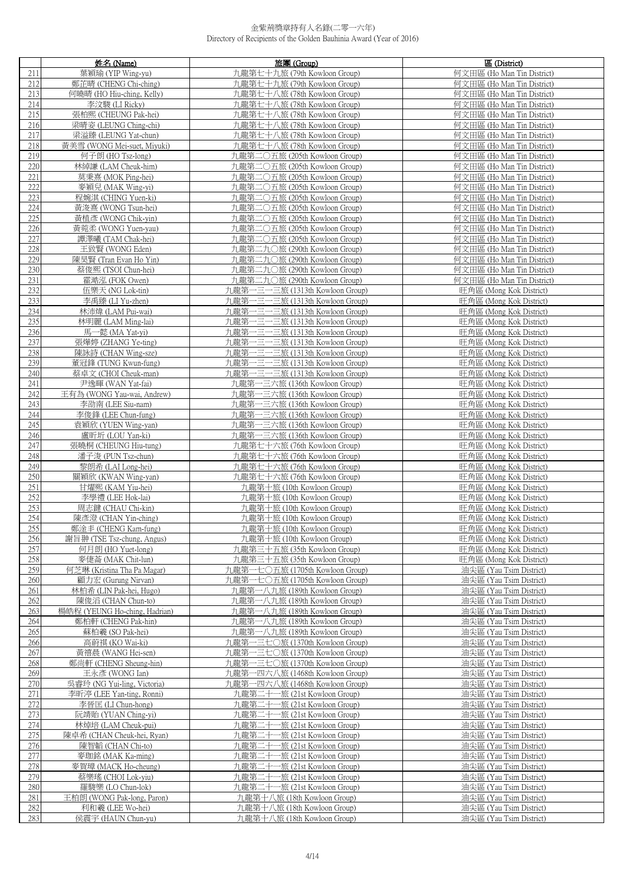金紫荊獎章持有人名錄(二零一六年)
Directory of Recipients of the Golden Bauhinia Award (Year of 2016)

| | 姓名 (Name) | 旅團 (Group) | 區 (District) |
|---|---|---|---|
| 211 | 葉穎瑜 (YIP Wing-yu) | 九龍第七十九旅 (79th Kowloon Group) | 何文田區 (Ho Man Tin District) |
| 212 | 鄭芷晴 (CHENG Chi-ching) | 九龍第七十九旅 (79th Kowloon Group) | 何文田區 (Ho Man Tin District) |
| 213 | 何曉晴 (HO Hiu-ching, Kelly) | 九龍第七十八旅 (78th Kowloon Group) | 何文田區 (Ho Man Tin District) |
| 214 | 李汶駿 (LI Ricky) | 九龍第七十八旅 (78th Kowloon Group) | 何文田區 (Ho Man Tin District) |
| 215 | 張柏熙 (CHEUNG Pak-hei) | 九龍第七十八旅 (78th Kowloon Group) | 何文田區 (Ho Man Tin District) |
| 216 | 梁晴姿 (LEUNG Ching-chi) | 九龍第七十八旅 (78th Kowloon Group) | 何文田區 (Ho Man Tin District) |
| 217 | 梁溢臻 (LEUNG Yat-chun) | 九龍第七十八旅 (78th Kowloon Group) | 何文田區 (Ho Man Tin District) |
| 218 | 黃美雪 (WONG Mei-suet, Miyuki) | 九龍第七十八旅 (78th Kowloon Group) | 何文田區 (Ho Man Tin District) |
| 219 | 何子朗 (HO Tsz-long) | 九龍第二〇五旅 (205th Kowloon Group) | 何文田區 (Ho Man Tin District) |
| 220 | 林綽謙 (LAM Cheuk-him) | 九龍第二〇五旅 (205th Kowloon Group) | 何文田區 (Ho Man Tin District) |
| 221 | 莫秉熹 (MOK Ping-hei) | 九龍第二〇五旅 (205th Kowloon Group) | 何文田區 (Ho Man Tin District) |
| 222 | 麥穎兒 (MAK Wing-yi) | 九龍第二〇五旅 (205th Kowloon Group) | 何文田區 (Ho Man Tin District) |
| 223 | 程婉淇 (CHING Yuen-ki) | 九龍第二〇五旅 (205th Kowloon Group) | 何文田區 (Ho Man Tin District) |
| 224 | 黃浚熹 (WONG Tsun-hei) | 九龍第二〇五旅 (205th Kowloon Group) | 何文田區 (Ho Man Tin District) |
| 225 | 黃植彥 (WONG Chik-yin) | 九龍第二〇五旅 (205th Kowloon Group) | 何文田區 (Ho Man Tin District) |
| 226 | 黃菀柔 (WONG Yuen-yau) | 九龍第二〇五旅 (205th Kowloon Group) | 何文田區 (Ho Man Tin District) |
| 227 | 譚澤曦 (TAM Chak-hei) | 九龍第二〇五旅 (205th Kowloon Group) | 何文田區 (Ho Man Tin District) |
| 228 | 王致賢 (WONG Eden) | 九龍第二九〇旅 (290th Kowloon Group) | 何文田區 (Ho Man Tin District) |
| 229 | 陳昊賢 (Tran Evan Ho Yin) | 九龍第二九〇旅 (290th Kowloon Group) | 何文田區 (Ho Man Tin District) |
| 230 | 蔡俊熙 (TSOI Chun-hei) | 九龍第二九〇旅 (290th Kowloon Group) | 何文田區 (Ho Man Tin District) |
| 231 | 霍澔泓 (FOK Owen) | 九龍第二九〇旅 (290th Kowloon Group) | 何文田區 (Ho Man Tin District) |
| 232 | 伍樂天 (NG Lok-tin) | 九龍第一三一三旅 (1313th Kowloon Group) | 旺角區 (Mong Kok District) |
| 233 | 李禹臻 (LI Yu-zhen) | 九龍第一三一三旅 (1313th Kowloon Group) | 旺角區 (Mong Kok District) |
| 234 | 林沛煒 (LAM Pui-wai) | 九龍第一三一三旅 (1313th Kowloon Group) | 旺角區 (Mong Kok District) |
| 235 | 林明麗 (LAM Ming-lai) | 九龍第一三一三旅 (1313th Kowloon Group) | 旺角區 (Mong Kok District) |
| 236 | 馬一懿 (MA Yat-yi) | 九龍第一三一三旅 (1313th Kowloon Group) | 旺角區 (Mong Kok District) |
| 237 | 張燁婷 (ZHANG Ye-ting) | 九龍第一三一三旅 (1313th Kowloon Group) | 旺角區 (Mong Kok District) |
| 238 | 陳詠詩 (CHAN Wing-sze) | 九龍第一三一三旅 (1313th Kowloon Group) | 旺角區 (Mong Kok District) |
| 239 | 董冠鋒 (TUNG Kwun-fung) | 九龍第一三一三旅 (1313th Kowloon Group) | 旺角區 (Mong Kok District) |
| 240 | 蔡卓文 (CHOI Cheuk-man) | 九龍第一三一三旅 (1313th Kowloon Group) | 旺角區 (Mong Kok District) |
| 241 | 尹逸暉 (WAN Yat-fai) | 九龍第一三六旅 (136th Kowloon Group) | 旺角區 (Mong Kok District) |
| 242 | 王有為 (WONG Yau-wai, Andrew) | 九龍第一三六旅 (136th Kowloon Group) | 旺角區 (Mong Kok District) |
| 243 | 李劭南 (LEE Siu-nam) | 九龍第一三六旅 (136th Kowloon Group) | 旺角區 (Mong Kok District) |
| 244 | 李俊鋒 (LEE Chun-fung) | 九龍第一三六旅 (136th Kowloon Group) | 旺角區 (Mong Kok District) |
| 245 | 袁穎欣 (YUEN Wing-yan) | 九龍第一三六旅 (136th Kowloon Group) | 旺角區 (Mong Kok District) |
| 246 | 盧昕圻 (LOU Yan-ki) | 九龍第一三六旅 (136th Kowloon Group) | 旺角區 (Mong Kok District) |
| 247 | 張曉桐 (CHEUNG Hiu-tung) | 九龍第七十六旅 (76th Kowloon Group) | 旺角區 (Mong Kok District) |
| 248 | 潘子浚 (PUN Tsz-chun) | 九龍第七十六旅 (76th Kowloon Group) | 旺角區 (Mong Kok District) |
| 249 | 黎朗希 (LAI Long-hei) | 九龍第七十六旅 (76th Kowloon Group) | 旺角區 (Mong Kok District) |
| 250 | 關穎欣 (KWAN Wing-yan) | 九龍第七十六旅 (76th Kowloon Group) | 旺角區 (Mong Kok District) |
| 251 | 甘燿熙 (KAM Yiu-hei) | 九龍第十旅 (10th Kowloon Group) | 旺角區 (Mong Kok District) |
| 252 | 李學禮 (LEE Hok-lai) | 九龍第十旅 (10th Kowloon Group) | 旺角區 (Mong Kok District) |
| 253 | 周志鍵 (CHAU Chi-kin) | 九龍第十旅 (10th Kowloon Group) | 旺角區 (Mong Kok District) |
| 254 | 陳彥澄 (CHAN Yin-ching) | 九龍第十旅 (10th Kowloon Group) | 旺角區 (Mong Kok District) |
| 255 | 鄭淦丰 (CHENG Kam-fung) | 九龍第十旅 (10th Kowloon Group) | 旺角區 (Mong Kok District) |
| 256 | 謝旨翀 (TSE Tsz-chung, Angus) | 九龍第十旅 (10th Kowloon Group) | 旺角區 (Mong Kok District) |
| 257 | 何月朗 (HO Yuet-long) | 九龍第三十五旅 (35th Kowloon Group) | 旺角區 (Mong Kok District) |
| 258 | 麥捷蕎 (MAK Chit-lun) | 九龍第三十五旅 (35th Kowloon Group) | 旺角區 (Mong Kok District) |
| 259 | 何芝琳 (Kristina Tha Pa Magar) | 九龍第一七〇五旅 (1705th Kowloon Group) | 油尖區 (Yau Tsim District) |
| 260 | 顧力宏 (Gurung Nirvan) | 九龍第一七〇五旅 (1705th Kowloon Group) | 油尖區 (Yau Tsim District) |
| 261 | 林柏希 (LIN Pak-hei, Hugo) | 九龍第一八九旅 (189th Kowloon Group) | 油尖區 (Yau Tsim District) |
| 262 | 陳俊滔 (CHAN Chun-to) | 九龍第一八九旅 (189th Kowloon Group) | 油尖區 (Yau Tsim District) |
| 263 | 楊皓程 (YEUNG Ho-ching, Hadrian) | 九龍第一八九旅 (189th Kowloon Group) | 油尖區 (Yau Tsim District) |
| 264 | 鄭柏軒 (CHENG Pak-hin) | 九龍第一八九旅 (189th Kowloon Group) | 油尖區 (Yau Tsim District) |
| 265 | 蘇柏羲 (SO Pak-hei) | 九龍第一八九旅 (189th Kowloon Group) | 油尖區 (Yau Tsim District) |
| 266 | 高蔚祺 (KO Wai-ki) | 九龍第一三七〇旅 (1370th Kowloon Group) | 油尖區 (Yau Tsim District) |
| 267 | 黃禧晨 (WANG Hei-sen) | 九龍第一三七〇旅 (1370th Kowloon Group) | 油尖區 (Yau Tsim District) |
| 268 | 鄭尚軒 (CHENG Sheung-hin) | 九龍第一三七〇旅 (1370th Kowloon Group) | 油尖區 (Yau Tsim District) |
| 269 | 王永彥 (WONG Ian) | 九龍第一四六八旅 (1468th Kowloon Group) | 油尖區 (Yau Tsim District) |
| 270 | 吳睿玲 (NG Yui-ling, Victoria) | 九龍第一四六八旅 (1468th Kowloon Group) | 油尖區 (Yau Tsim District) |
| 271 | 李昕渟 (LEE Yan-ting, Ronni) | 九龍第二十一旅 (21st Kowloon Group) | 油尖區 (Yau Tsim District) |
| 272 | 李晉匡 (LI Chun-hong) | 九龍第二十一旅 (21st Kowloon Group) | 油尖區 (Yau Tsim District) |
| 273 | 阮靖貽 (YUAN Ching-yi) | 九龍第二十一旅 (21st Kowloon Group) | 油尖區 (Yau Tsim District) |
| 274 | 林焯培 (LAM Cheuk-pui) | 九龍第二十一旅 (21st Kowloon Group) | 油尖區 (Yau Tsim District) |
| 275 | 陳卓希 (CHAN Cheuk-hei, Ryan) | 九龍第二十一旅 (21st Kowloon Group) | 油尖區 (Yau Tsim District) |
| 276 | 陳智韜 (CHAN Chi-to) | 九龍第二十一旅 (21st Kowloon Group) | 油尖區 (Yau Tsim District) |
| 277 | 麥珈銘 (MAK Ka-ming) | 九龍第二十一旅 (21st Kowloon Group) | 油尖區 (Yau Tsim District) |
| 278 | 麥賀璋 (MACK Ho-cheung) | 九龍第二十一旅 (21st Kowloon Group) | 油尖區 (Yau Tsim District) |
| 279 | 蔡樂瑤 (CHOI Lok-yiu) | 九龍第二十一旅 (21st Kowloon Group) | 油尖區 (Yau Tsim District) |
| 280 | 羅駿樂 (LO Chun-lok) | 九龍第二十一旅 (21st Kowloon Group) | 油尖區 (Yau Tsim District) |
| 281 | 王柏朗 (WONG Pak-long, Paron) | 九龍第十八旅 (18th Kowloon Group) | 油尖區 (Yau Tsim District) |
| 282 | 利和羲 (LEE Wo-hei) | 九龍第十八旅 (18th Kowloon Group) | 油尖區 (Yau Tsim District) |
| 283 | 侯震宇 (HAUN Chun-yu) | 九龍第十八旅 (18th Kowloon Group) | 油尖區 (Yau Tsim District) |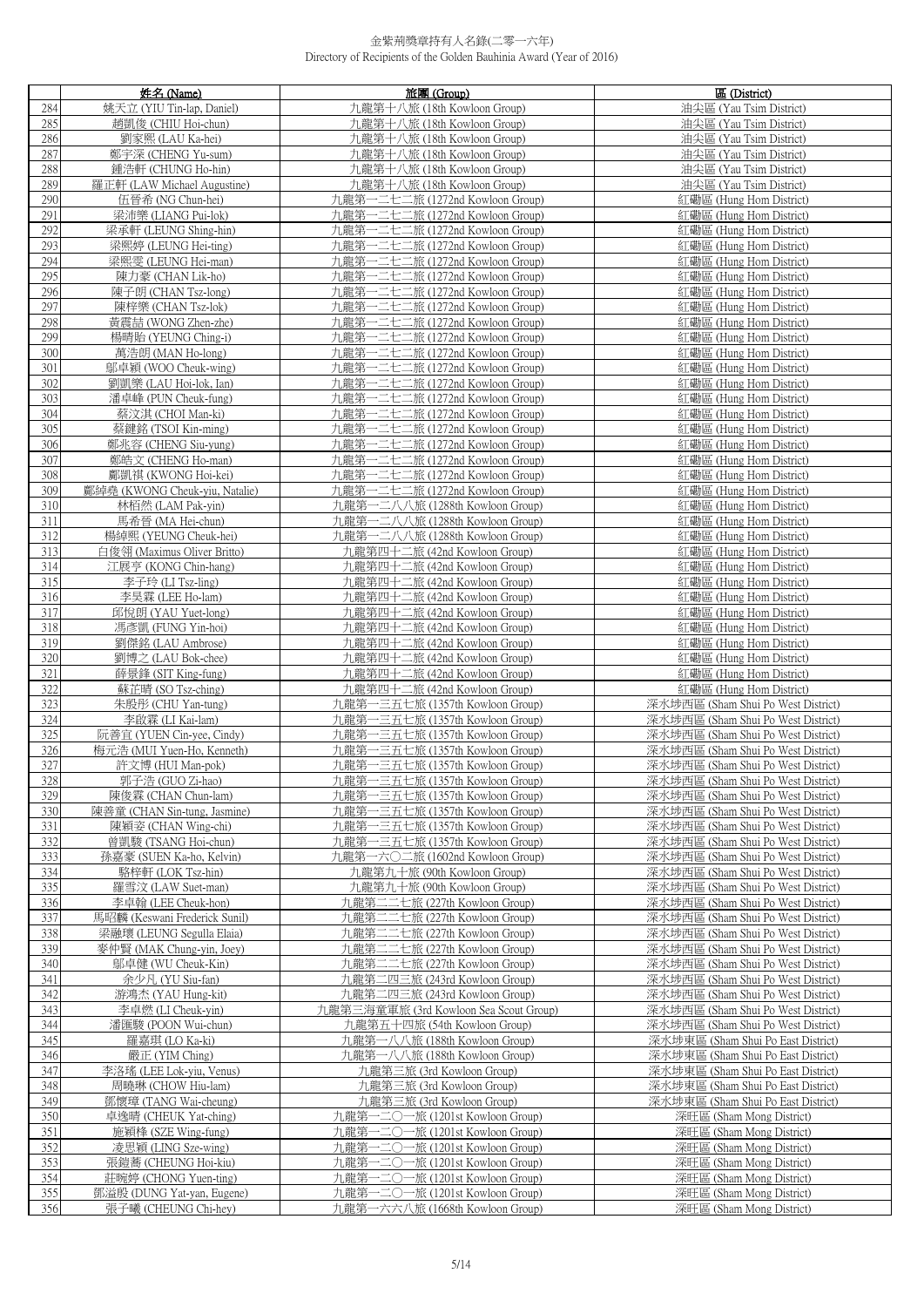# 金紫荊獎章持有人名錄(二零一六年)
Directory of Recipients of the Golden Bauhinia Award (Year of 2016)

| | 姓名 (Name) | 旅團 (Group) | 區 (District) |
|---|---|---|---|
| 284 | 姚天立 (YIU Tin-lap, Daniel) | 九龍第十八旅 (18th Kowloon Group) | 油尖區 (Yau Tsim District) |
| 285 | 趙凱俊 (CHIU Hoi-chun) | 九龍第十八旅 (18th Kowloon Group) | 油尖區 (Yau Tsim District) |
| 286 | 劉家熙 (LAU Ka-hei) | 九龍第十八旅 (18th Kowloon Group) | 油尖區 (Yau Tsim District) |
| 287 | 鄭宇深 (CHENG Yu-sum) | 九龍第十八旅 (18th Kowloon Group) | 油尖區 (Yau Tsim District) |
| 288 | 鍾浩軒 (CHUNG Ho-hin) | 九龍第十八旅 (18th Kowloon Group) | 油尖區 (Yau Tsim District) |
| 289 | 羅正軒 (LAW Michael Augustine) | 九龍第十八旅 (18th Kowloon Group) | 油尖區 (Yau Tsim District) |
| 290 | 伍晉希 (NG Chun-hei) | 九龍第一二七二旅 (1272nd Kowloon Group) | 紅磡區 (Hung Hom District) |
| 291 | 梁沛樂 (LIANG Pui-lok) | 九龍第一二七二旅 (1272nd Kowloon Group) | 紅磡區 (Hung Hom District) |
| 292 | 梁承軒 (LEUNG Shing-hin) | 九龍第一二七二旅 (1272nd Kowloon Group) | 紅磡區 (Hung Hom District) |
| 293 | 梁熙婷 (LEUNG Hei-ting) | 九龍第一二七二旅 (1272nd Kowloon Group) | 紅磡區 (Hung Hom District) |
| 294 | 梁熙雯 (LEUNG Hei-man) | 九龍第一二七二旅 (1272nd Kowloon Group) | 紅磡區 (Hung Hom District) |
| 295 | 陳力豪 (CHAN Lik-ho) | 九龍第一二七二旅 (1272nd Kowloon Group) | 紅磡區 (Hung Hom District) |
| 296 | 陳子朗 (CHAN Tsz-long) | 九龍第一二七二旅 (1272nd Kowloon Group) | 紅磡區 (Hung Hom District) |
| 297 | 陳梓樂 (CHAN Tsz-lok) | 九龍第一二七二旅 (1272nd Kowloon Group) | 紅磡區 (Hung Hom District) |
| 298 | 黃震喆 (WONG Zhen-zhe) | 九龍第一二七二旅 (1272nd Kowloon Group) | 紅磡區 (Hung Hom District) |
| 299 | 楊晴貽 (YEUNG Ching-i) | 九龍第一二七二旅 (1272nd Kowloon Group) | 紅磡區 (Hung Hom District) |
| 300 | 萬浩朗 (MAN Ho-long) | 九龍第一二七二旅 (1272nd Kowloon Group) | 紅磡區 (Hung Hom District) |
| 301 | 鄔卓穎 (WOO Cheuk-wing) | 九龍第一二七二旅 (1272nd Kowloon Group) | 紅磡區 (Hung Hom District) |
| 302 | 劉凱樂 (LAU Hoi-lok, Ian) | 九龍第一二七二旅 (1272nd Kowloon Group) | 紅磡區 (Hung Hom District) |
| 303 | 潘卓峰 (PUN Cheuk-fung) | 九龍第一二七二旅 (1272nd Kowloon Group) | 紅磡區 (Hung Hom District) |
| 304 | 蔡汶淇 (CHOI Man-ki) | 九龍第一二七二旅 (1272nd Kowloon Group) | 紅磡區 (Hung Hom District) |
| 305 | 蔡鍵銘 (TSOI Kin-ming) | 九龍第一二七二旅 (1272nd Kowloon Group) | 紅磡區 (Hung Hom District) |
| 306 | 鄭兆容 (CHENG Siu-yung) | 九龍第一二七二旅 (1272nd Kowloon Group) | 紅磡區 (Hung Hom District) |
| 307 | 鄭皓文 (CHENG Ho-man) | 九龍第一二七二旅 (1272nd Kowloon Group) | 紅磡區 (Hung Hom District) |
| 308 | 鄺凱祺 (KWONG Hoi-kei) | 九龍第一二七二旅 (1272nd Kowloon Group) | 紅磡區 (Hung Hom District) |
| 309 | 鄺綽堯 (KWONG Cheuk-yiu, Natalie) | 九龍第一二七二旅 (1272nd Kowloon Group) | 紅磡區 (Hung Hom District) |
| 310 | 林栢然 (LAM Pak-yin) | 九龍第一二八八旅 (1288th Kowloon Group) | 紅磡區 (Hung Hom District) |
| 311 | 馬希晉 (MA Hei-chun) | 九龍第一二八八旅 (1288th Kowloon Group) | 紅磡區 (Hung Hom District) |
| 312 | 楊綽熙 (YEUNG Cheuk-hei) | 九龍第一二八八旅 (1288th Kowloon Group) | 紅磡區 (Hung Hom District) |
| 313 | 白俊翎 (Maximus Oliver Britto) | 九龍第四十二旅 (42nd Kowloon Group) | 紅磡區 (Hung Hom District) |
| 314 | 江展亨 (KONG Chin-hang) | 九龍第四十二旅 (42nd Kowloon Group) | 紅磡區 (Hung Hom District) |
| 315 | 李子玲 (LI Tsz-ling) | 九龍第四十二旅 (42nd Kowloon Group) | 紅磡區 (Hung Hom District) |
| 316 | 李昊霖 (LEE Ho-lam) | 九龍第四十二旅 (42nd Kowloon Group) | 紅磡區 (Hung Hom District) |
| 317 | 邱悅朗 (YAU Yuet-long) | 九龍第四十二旅 (42nd Kowloon Group) | 紅磡區 (Hung Hom District) |
| 318 | 馮彥凱 (FUNG Yin-hoi) | 九龍第四十二旅 (42nd Kowloon Group) | 紅磡區 (Hung Hom District) |
| 319 | 劉傑銘 (LAU Ambrose) | 九龍第四十二旅 (42nd Kowloon Group) | 紅磡區 (Hung Hom District) |
| 320 | 劉博之 (LAU Bok-chee) | 九龍第四十二旅 (42nd Kowloon Group) | 紅磡區 (Hung Hom District) |
| 321 | 薛景鋒 (SIT King-fung) | 九龍第四十二旅 (42nd Kowloon Group) | 紅磡區 (Hung Hom District) |
| 322 | 蘇芷晴 (SO Tsz-ching) | 九龍第四十二旅 (42nd Kowloon Group) | 紅磡區 (Hung Hom District) |
| 323 | 朱殷彤 (CHU Yan-tung) | 九龍第一三五七旅 (1357th Kowloon Group) | 深水埗西區 (Sham Shui Po West District) |
| 324 | 李啟霖 (LI Kai-lam) | 九龍第一三五七旅 (1357th Kowloon Group) | 深水埗西區 (Sham Shui Po West District) |
| 325 | 阮善宜 (YUEN Cin-yee, Cindy) | 九龍第一三五七旅 (1357th Kowloon Group) | 深水埗西區 (Sham Shui Po West District) |
| 326 | 梅元浩 (MUI Yuen-Ho, Kenneth) | 九龍第一三五七旅 (1357th Kowloon Group) | 深水埗西區 (Sham Shui Po West District) |
| 327 | 許文博 (HUI Man-pok) | 九龍第一三五七旅 (1357th Kowloon Group) | 深水埗西區 (Sham Shui Po West District) |
| 328 | 郭子浩 (GUO Zi-hao) | 九龍第一三五七旅 (1357th Kowloon Group) | 深水埗西區 (Sham Shui Po West District) |
| 329 | 陳俊霖 (CHAN Chun-lam) | 九龍第一三五七旅 (1357th Kowloon Group) | 深水埗西區 (Sham Shui Po West District) |
| 330 | 陳善童 (CHAN Sin-tung, Jasmine) | 九龍第一三五七旅 (1357th Kowloon Group) | 深水埗西區 (Sham Shui Po West District) |
| 331 | 陳穎姿 (CHAN Wing-chi) | 九龍第一三五七旅 (1357th Kowloon Group) | 深水埗西區 (Sham Shui Po West District) |
| 332 | 曾凱駿 (TSANG Hoi-chun) | 九龍第一三五七旅 (1357th Kowloon Group) | 深水埗西區 (Sham Shui Po West District) |
| 333 | 孫嘉豪 (SUEN Ka-ho, Kelvin) | 九龍第一六〇二旅 (1602nd Kowloon Group) | 深水埗西區 (Sham Shui Po West District) |
| 334 | 駱梓軒 (LOK Tsz-hin) | 九龍第九十旅 (90th Kowloon Group) | 深水埗西區 (Sham Shui Po West District) |
| 335 | 羅雪汶 (LAW Suet-man) | 九龍第九十旅 (90th Kowloon Group) | 深水埗西區 (Sham Shui Po West District) |
| 336 | 李卓翰 (LEE Cheuk-hon) | 九龍第二二七旅 (227th Kowloon Group) | 深水埗西區 (Sham Shui Po West District) |
| 337 | 馬昭麟 (Keswani Frederick Sunil) | 九龍第二二七旅 (227th Kowloon Group) | 深水埗西區 (Sham Shui Po West District) |
| 338 | 梁融環 (LEUNG Segulla Elaia) | 九龍第二二七旅 (227th Kowloon Group) | 深水埗西區 (Sham Shui Po West District) |
| 339 | 麥仲賢 (MAK Chung-yin, Joey) | 九龍第二二七旅 (227th Kowloon Group) | 深水埗西區 (Sham Shui Po West District) |
| 340 | 鄔卓健 (WU Cheuk-Kin) | 九龍第二二七旅 (227th Kowloon Group) | 深水埗西區 (Sham Shui Po West District) |
| 341 | 余少凡 (YU Siu-fan) | 九龍第二四三旅 (243rd Kowloon Group) | 深水埗西區 (Sham Shui Po West District) |
| 342 | 游鴻杰 (YAU Hung-kit) | 九龍第二四三旅 (243rd Kowloon Group) | 深水埗西區 (Sham Shui Po West District) |
| 343 | 李卓然 (LI Cheuk-yin) | 九龍第三海童軍旅 (3rd Kowloon Sea Scout Group) | 深水埗西區 (Sham Shui Po West District) |
| 344 | 潘匯駿 (POON Wui-chun) | 九龍第五十四旅 (54th Kowloon Group) | 深水埗西區 (Sham Shui Po West District) |
| 345 | 羅嘉琪 (LO Ka-ki) | 九龍第一八八旅 (188th Kowloon Group) | 深水埗東區 (Sham Shui Po East District) |
| 346 | 嚴正 (YIM Ching) | 九龍第一八八旅 (188th Kowloon Group) | 深水埗東區 (Sham Shui Po East District) |
| 347 | 李洛瑤 (LEE Lok-yiu, Venus) | 九龍第三旅 (3rd Kowloon Group) | 深水埗東區 (Sham Shui Po East District) |
| 348 | 周曉琳 (CHOW Hiu-lam) | 九龍第三旅 (3rd Kowloon Group) | 深水埗東區 (Sham Shui Po East District) |
| 349 | 鄧懷璋 (TANG Wai-cheung) | 九龍第三旅 (3rd Kowloon Group) | 深水埗東區 (Sham Shui Po East District) |
| 350 | 卓逸晴 (CHEUK Yat-ching) | 九龍第一二〇一旅 (1201st Kowloon Group) | 深旺區 (Sham Mong District) |
| 351 | 施穎榛 (SZE Wing-fung) | 九龍第一二〇一旅 (1201st Kowloon Group) | 深旺區 (Sham Mong District) |
| 352 | 凌思穎 (LING Sze-wing) | 九龍第一二〇一旅 (1201st Kowloon Group) | 深旺區 (Sham Mong District) |
| 353 | 張鎧蕎 (CHEUNG Hoi-kiu) | 九龍第一二〇一旅 (1201st Kowloon Group) | 深旺區 (Sham Mong District) |
| 354 | 莊琬婷 (CHONG Yuen-ting) | 九龍第一二〇一旅 (1201st Kowloon Group) | 深旺區 (Sham Mong District) |
| 355 | 鄧溢殷 (DUNG Yat-yan, Eugene) | 九龍第一二〇一旅 (1201st Kowloon Group) | 深旺區 (Sham Mong District) |
| 356 | 張子曦 (CHEUNG Chi-hey) | 九龍第一六六八旅 (1668th Kowloon Group) | 深旺區 (Sham Mong District) |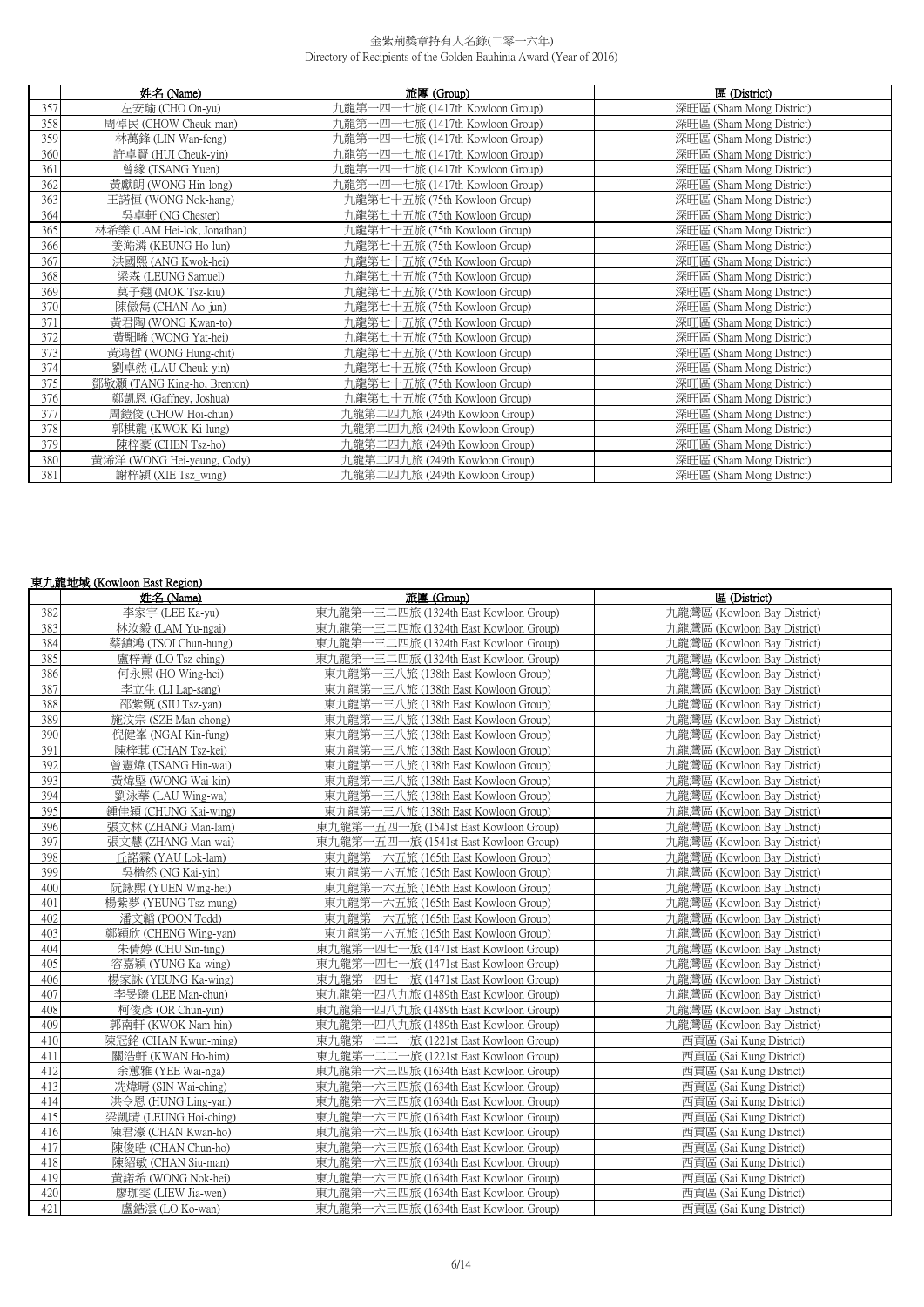| | 姓名 (Name) | 旅團 (Group) | 區 (District) |
|---|---|---|---|
| 357 | 左安瑜 (CHO On-yu) | 九龍第一四一七旅 (1417th Kowloon Group) | 深旺區 (Sham Mong District) |
| 358 | 周倬民 (CHOW Cheuk-man) | 九龍第一四一七旅 (1417th Kowloon Group) | 深旺區 (Sham Mong District) |
| 359 | 林萬鋒 (LIN Wan-feng) | 九龍第一四一七旅 (1417th Kowloon Group) | 深旺區 (Sham Mong District) |
| 360 | 許卓賢 (HUI Cheuk-yin) | 九龍第一四一七旅 (1417th Kowloon Group) | 深旺區 (Sham Mong District) |
| 361 | 曾緣 (TSANG Yuen) | 九龍第一四一七旅 (1417th Kowloon Group) | 深旺區 (Sham Mong District) |
| 362 | 黃獻朗 (WONG Hin-long) | 九龍第一四一七旅 (1417th Kowloon Group) | 深旺區 (Sham Mong District) |
| 363 | 王諾恒 (WONG Nok-hang) | 九龍第七十五旅 (75th Kowloon Group) | 深旺區 (Sham Mong District) |
| 364 | 吳卓軒 (NG Chester) | 九龍第七十五旅 (75th Kowloon Group) | 深旺區 (Sham Mong District) |
| 365 | 林希樂 (LAM Hei-lok, Jonathan) | 九龍第七十五旅 (75th Kowloon Group) | 深旺區 (Sham Mong District) |
| 366 | 姜澔潾 (KEUNG Ho-lun) | 九龍第七十五旅 (75th Kowloon Group) | 深旺區 (Sham Mong District) |
| 367 | 洪國熙 (ANG Kwok-hei) | 九龍第七十五旅 (75th Kowloon Group) | 深旺區 (Sham Mong District) |
| 368 | 梁森 (LEUNG Samuel) | 九龍第七十五旅 (75th Kowloon Group) | 深旺區 (Sham Mong District) |
| 369 | 莫子翹 (MOK Tsz-kiu) | 九龍第七十五旅 (75th Kowloon Group) | 深旺區 (Sham Mong District) |
| 370 | 陳傲雋 (CHAN Ao-jun) | 九龍第七十五旅 (75th Kowloon Group) | 深旺區 (Sham Mong District) |
| 371 | 黃君陶 (WONG Kwan-to) | 九龍第七十五旅 (75th Kowloon Group) | 深旺區 (Sham Mong District) |
| 372 | 黃馹晞 (WONG Yat-hei) | 九龍第七十五旅 (75th Kowloon Group) | 深旺區 (Sham Mong District) |
| 373 | 黃鴻哲 (WONG Hung-chit) | 九龍第七十五旅 (75th Kowloon Group) | 深旺區 (Sham Mong District) |
| 374 | 劉卓然 (LAU Cheuk-yin) | 九龍第七十五旅 (75th Kowloon Group) | 深旺區 (Sham Mong District) |
| 375 | 鄧敬灝 (TANG King-ho, Brenton) | 九龍第七十五旅 (75th Kowloon Group) | 深旺區 (Sham Mong District) |
| 376 | 鄭凱恩 (Gaffney, Joshua) | 九龍第七十五旅 (75th Kowloon Group) | 深旺區 (Sham Mong District) |
| 377 | 周鎧俊 (CHOW Hoi-chun) | 九龍第二四九旅 (249th Kowloon Group) | 深旺區 (Sham Mong District) |
| 378 | 郭棋龍 (KWOK Ki-lung) | 九龍第二四九旅 (249th Kowloon Group) | 深旺區 (Sham Mong District) |
| 379 | 陳梓蔓 (CHEN Tsz-ho) | 九龍第二四九旅 (249th Kowloon Group) | 深旺區 (Sham Mong District) |
| 380 | 黃浠洋 (WONG Hei-yeung, Cody) | 九龍第二四九旅 (249th Kowloon Group) | 深旺區 (Sham Mong District) |
| 381 | 謝梓潁 (XIE Tsz_wing) | 九龍第二四九旅 (249th Kowloon Group) | 深旺區 (Sham Mong District) |

## 東九龍地域 (Kowloon East Region)

| | 姓名 (Name) | 旅團 (Group) | 區 (District) |
|---|---|---|---|
| 382 | 李家宇 (LEE Ka-yu) | 東九龍第一三二四旅 (1324th East Kowloon Group) | 九龍灣區 (Kowloon Bay District) |
| 383 | 林汝毅 (LAM Yu-ngai) | 東九龍第一三二四旅 (1324th East Kowloon Group) | 九龍灣區 (Kowloon Bay District) |
| 384 | 蔡鎮鴻 (TSOI Chun-hung) | 東九龍第一三二四旅 (1324th East Kowloon Group) | 九龍灣區 (Kowloon Bay District) |
| 385 | 盧梓菁 (LO Tsz-ching) | 東九龍第一三二四旅 (1324th East Kowloon Group) | 九龍灣區 (Kowloon Bay District) |
| 386 | 何永熙 (HO Wing-hei) | 東九龍第一三八旅 (138th East Kowloon Group) | 九龍灣區 (Kowloon Bay District) |
| 387 | 李立生 (LI Lap-sang) | 東九龍第一三八旅 (138th East Kowloon Group) | 九龍灣區 (Kowloon Bay District) |
| 388 | 邵紫甄 (SIU Tsz-yan) | 東九龍第一三八旅 (138th East Kowloon Group) | 九龍灣區 (Kowloon Bay District) |
| 389 | 施汶宗 (SZE Man-chong) | 東九龍第一三八旅 (138th East Kowloon Group) | 九龍灣區 (Kowloon Bay District) |
| 390 | 倪健峯 (NGAI Kin-fung) | 東九龍第一三八旅 (138th East Kowloon Group) | 九龍灣區 (Kowloon Bay District) |
| 391 | 陳梓萁 (CHAN Tsz-kei) | 東九龍第一三八旅 (138th East Kowloon Group) | 九龍灣區 (Kowloon Bay District) |
| 392 | 曾憲煒 (TSANG Hin-wai) | 東九龍第一三八旅 (138th East Kowloon Group) | 九龍灣區 (Kowloon Bay District) |
| 393 | 黃煒堅 (WONG Wai-kin) | 東九龍第一三八旅 (138th East Kowloon Group) | 九龍灣區 (Kowloon Bay District) |
| 394 | 劉泳華 (LAU Wing-wa) | 東九龍第一三八旅 (138th East Kowloon Group) | 九龍灣區 (Kowloon Bay District) |
| 395 | 鍾佳穎 (CHUNG Kai-wing) | 東九龍第一三八旅 (138th East Kowloon Group) | 九龍灣區 (Kowloon Bay District) |
| 396 | 張文林 (ZHANG Man-lam) | 東九龍第一五四一旅 (1541st East Kowloon Group) | 九龍灣區 (Kowloon Bay District) |
| 397 | 張文慧 (ZHANG Man-wai) | 東九龍第一五四一旅 (1541st East Kowloon Group) | 九龍灣區 (Kowloon Bay District) |
| 398 | 丘諾霖 (YAU Lok-lam) | 東九龍第一六五旅 (165th East Kowloon Group) | 九龍灣區 (Kowloon Bay District) |
| 399 | 吳楷然 (NG Kai-yin) | 東九龍第一六五旅 (165th East Kowloon Group) | 九龍灣區 (Kowloon Bay District) |
| 400 | 阮詠熙 (YUEN Wing-hei) | 東九龍第一六五旅 (165th East Kowloon Group) | 九龍灣區 (Kowloon Bay District) |
| 401 | 楊紫夢 (YEUNG Tsz-mung) | 東九龍第一六五旅 (165th East Kowloon Group) | 九龍灣區 (Kowloon Bay District) |
| 402 | 潘文韜 (POON Todd) | 東九龍第一六五旅 (165th East Kowloon Group) | 九龍灣區 (Kowloon Bay District) |
| 403 | 鄭穎欣 (CHENG Wing-yan) | 東九龍第一六五旅 (165th East Kowloon Group) | 九龍灣區 (Kowloon Bay District) |
| 404 | 朱倩婷 (CHU Sin-ting) | 東九龍第一四七一旅 (1471st East Kowloon Group) | 九龍灣區 (Kowloon Bay District) |
| 405 | 容嘉穎 (YUNG Ka-wing) | 東九龍第一四七一旅 (1471st East Kowloon Group) | 九龍灣區 (Kowloon Bay District) |
| 406 | 楊家詠 (YEUNG Ka-wing) | 東九龍第一四七一旅 (1471st East Kowloon Group) | 九龍灣區 (Kowloon Bay District) |
| 407 | 李旻臻 (LEE Man-chun) | 東九龍第一四八九旅 (1489th East Kowloon Group) | 九龍灣區 (Kowloon Bay District) |
| 408 | 柯俊彥 (OR Chun-yin) | 東九龍第一四八九旅 (1489th East Kowloon Group) | 九龍灣區 (Kowloon Bay District) |
| 409 | 郭南軒 (KWOK Nam-hin) | 東九龍第一四八九旅 (1489th East Kowloon Group) | 九龍灣區 (Kowloon Bay District) |
| 410 | 陳冠銘 (CHAN Kwun-ming) | 東九龍第一二二一旅 (1221st East Kowloon Group) | 西貢區 (Sai Kung District) |
| 411 | 關浩軒 (KWAN Ho-him) | 東九龍第一二二一旅 (1221st East Kowloon Group) | 西貢區 (Sai Kung District) |
| 412 | 余蕙雅 (YEE Wai-nga) | 東九龍第一六三四旅 (1634th East Kowloon Group) | 西貢區 (Sai Kung District) |
| 413 | 冼煒晴 (SIN Wai-ching) | 東九龍第一六三四旅 (1634th East Kowloon Group) | 西貢區 (Sai Kung District) |
| 414 | 洪令恩 (HUNG Ling-yan) | 東九龍第一六三四旅 (1634th East Kowloon Group) | 西貢區 (Sai Kung District) |
| 415 | 梁凱晴 (LEUNG Hoi-ching) | 東九龍第一六三四旅 (1634th East Kowloon Group) | 西貢區 (Sai Kung District) |
| 416 | 陳君濠 (CHAN Kwan-ho) | 東九龍第一六三四旅 (1634th East Kowloon Group) | 西貢區 (Sai Kung District) |
| 417 | 陳俊晧 (CHAN Chun-ho) | 東九龍第一六三四旅 (1634th East Kowloon Group) | 西貢區 (Sai Kung District) |
| 418 | 陳紹敏 (CHAN Siu-man) | 東九龍第一六三四旅 (1634th East Kowloon Group) | 西貢區 (Sai Kung District) |
| 419 | 黃諾希 (WONG Nok-hei) | 東九龍第一六三四旅 (1634th East Kowloon Group) | 西貢區 (Sai Kung District) |
| 420 | 廖珈雯 (LIEW Jia-wen) | 東九龍第一六三四旅 (1634th East Kowloon Group) | 西貢區 (Sai Kung District) |
| 421 | 盧鎬澐 (LO Ko-wan) | 東九龍第一六三四旅 (1634th East Kowloon Group) | 西貢區 (Sai Kung District) |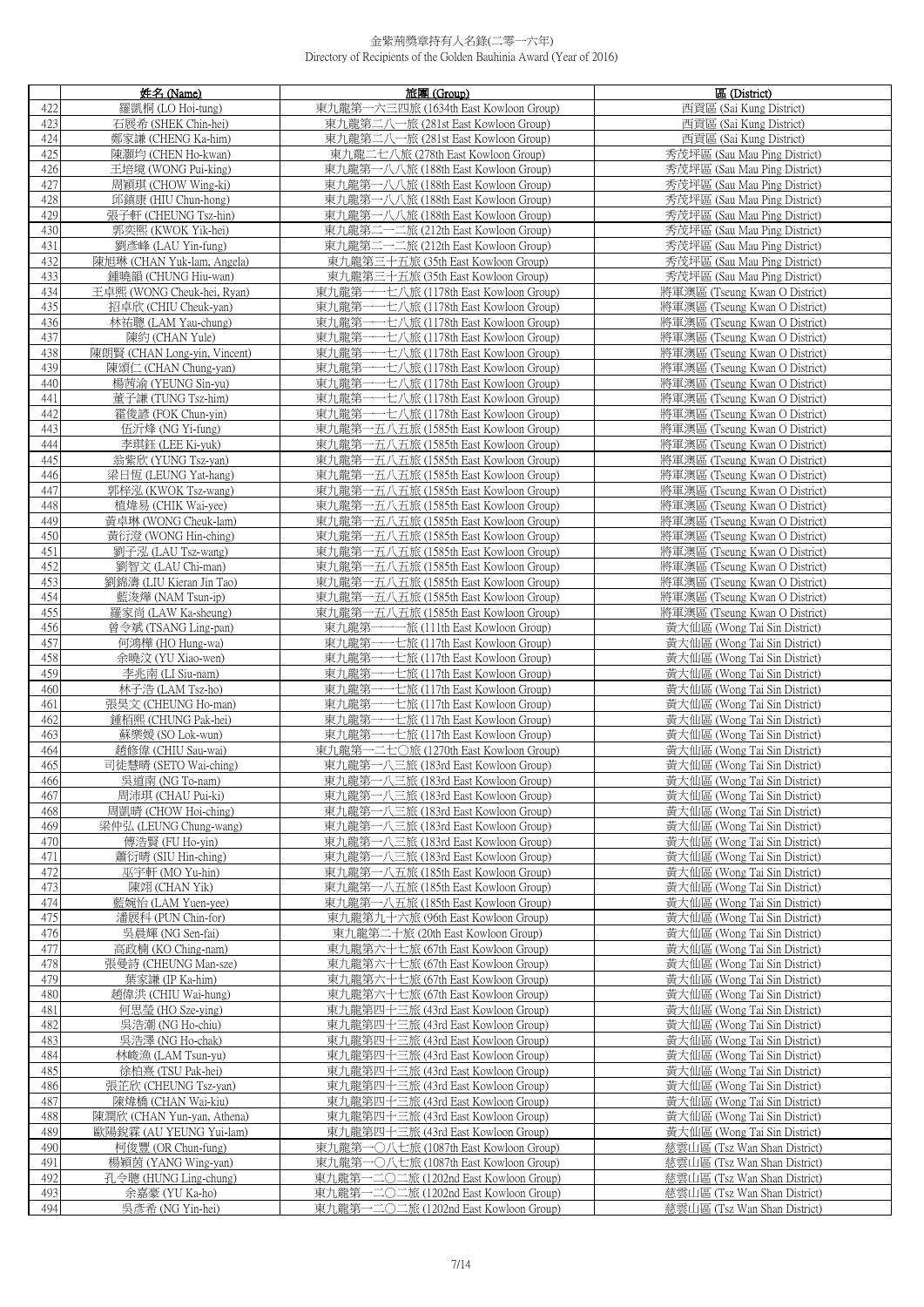| | 姓名 (Name) | 旅團 (Group) | 區 (District) |
|---|---|---|---|
| 422 | 羅凱桐 (LO Hoi-tung) | 東九龍第一六三四旅 (1634th East Kowloon Group) | 西貢區 (Sai Kung District) |
| 423 | 石展希 (SHEK Chin-hei) | 東九龍第二八一旅 (281st East Kowloon Group) | 西貢區 (Sai Kung District) |
| 424 | 鄭家謙 (CHENG Ka-him) | 東九龍第二八一旅 (281st East Kowloon Group) | 西貢區 (Sai Kung District) |
| 425 | 陳灝均 (CHEN Ho-kwan) | 東九龍二七八旅 (278th East Kowloon Group) | 秀茂坪區 (Sau Mau Ping District) |
| 426 | 王培境 (WONG Pui-king) | 東九龍第一八八旅 (188th East Kowloon Group) | 秀茂坪區 (Sau Mau Ping District) |
| 427 | 周穎琪 (CHOW Wing-ki) | 東九龍第一八八旅 (188th East Kowloon Group) | 秀茂坪區 (Sau Mau Ping District) |
| 428 | 邱鎮康 (HIU Chun-hong) | 東九龍第一八八旅 (188th East Kowloon Group) | 秀茂坪區 (Sau Mau Ping District) |
| 429 | 張子軒 (CHEUNG Tsz-hin) | 東九龍第一八八旅 (188th East Kowloon Group) | 秀茂坪區 (Sau Mau Ping District) |
| 430 | 郭奕熙 (KWOK Yik-hei) | 東九龍第二一二旅 (212th East Kowloon Group) | 秀茂坪區 (Sau Mau Ping District) |
| 431 | 劉彥峰 (LAU Yin-fung) | 東九龍第二一二旅 (212th East Kowloon Group) | 秀茂坪區 (Sau Mau Ping District) |
| 432 | 陳旭琳 (CHAN Yuk-lam, Angela) | 東九龍第三十五旅 (35th East Kowloon Group) | 秀茂坪區 (Sau Mau Ping District) |
| 433 | 鍾曉韻 (CHUNG Hiu-wan) | 東九龍第三十五旅 (35th East Kowloon Group) | 秀茂坪區 (Sau Mau Ping District) |
| 434 | 王卓熙 (WONG Cheuk-hei, Ryan) | 東九龍第一一七八旅 (1178th East Kowloon Group) | 將軍澳區 (Tseung Kwan O District) |
| 435 | 招卓欣 (CHIU Cheuk-yan) | 東九龍第一一七八旅 (1178th East Kowloon Group) | 將軍澳區 (Tseung Kwan O District) |
| 436 | 林祐聰 (LAM Yau-chung) | 東九龍第一一七八旅 (1178th East Kowloon Group) | 將軍澳區 (Tseung Kwan O District) |
| 437 | 陳約 (CHAN Yule) | 東九龍第一一七八旅 (1178th East Kowloon Group) | 將軍澳區 (Tseung Kwan O District) |
| 438 | 陳朗賢 (CHAN Long-yin, Vincent) | 東九龍第一一七八旅 (1178th East Kowloon Group) | 將軍澳區 (Tseung Kwan O District) |
| 439 | 陳頌仁 (CHAN Chung-yan) | 東九龍第一一七八旅 (1178th East Kowloon Group) | 將軍澳區 (Tseung Kwan O District) |
| 440 | 楊茜渝 (YEUNG Sin-yu) | 東九龍第一一七八旅 (1178th East Kowloon Group) | 將軍澳區 (Tseung Kwan O District) |
| 441 | 董子謙 (TUNG Tsz-him) | 東九龍第一一七八旅 (1178th East Kowloon Group) | 將軍澳區 (Tseung Kwan O District) |
| 442 | 霍俊諺 (FOK Chun-yin) | 東九龍第一一七八旅 (1178th East Kowloon Group) | 將軍澳區 (Tseung Kwan O District) |
| 443 | 伍沂烽 (NG Yi-fung) | 東九龍第一五八五旅 (1585th East Kowloon Group) | 將軍澳區 (Tseung Kwan O District) |
| 444 | 李琪鈺 (LEE Ki-yuk) | 東九龍第一五八五旅 (1585th East Kowloon Group) | 將軍澳區 (Tseung Kwan O District) |
| 445 | 翁紫欣 (YUNG Tsz-yan) | 東九龍第一五八五旅 (1585th East Kowloon Group) | 將軍澳區 (Tseung Kwan O District) |
| 446 | 梁日恆 (LEUNG Yat-hang) | 東九龍第一五八五旅 (1585th East Kowloon Group) | 將軍澳區 (Tseung Kwan O District) |
| 447 | 郭梓泓 (KWOK Tsz-wang) | 東九龍第一五八五旅 (1585th East Kowloon Group) | 將軍澳區 (Tseung Kwan O District) |
| 448 | 植煒易 (CHIK Wai-yee) | 東九龍第一五八五旅 (1585th East Kowloon Group) | 將軍澳區 (Tseung Kwan O District) |
| 449 | 黃卓琳 (WONG Cheuk-lam) | 東九龍第一五八五旅 (1585th East Kowloon Group) | 將軍澳區 (Tseung Kwan O District) |
| 450 | 黃衍澄 (WONG Hin-ching) | 東九龍第一五八五旅 (1585th East Kowloon Group) | 將軍澳區 (Tseung Kwan O District) |
| 451 | 劉子泓 (LAU Tsz-wang) | 東九龍第一五八五旅 (1585th East Kowloon Group) | 將軍澳區 (Tseung Kwan O District) |
| 452 | 劉智文 (LAU Chi-man) | 東九龍第一五八五旅 (1585th East Kowloon Group) | 將軍澳區 (Tseung Kwan O District) |
| 453 | 劉錦濤 (LIU Kieran Jin Tao) | 東九龍第一五八五旅 (1585th East Kowloon Group) | 將軍澳區 (Tseung Kwan O District) |
| 454 | 藍浚燁 (NAM Tsun-ip) | 東九龍第一五八五旅 (1585th East Kowloon Group) | 將軍澳區 (Tseung Kwan O District) |
| 455 | 羅家尚 (LAW Ka-sheung) | 東九龍第一五八五旅 (1585th East Kowloon Group) | 將軍澳區 (Tseung Kwan O District) |
| 456 | 曾令斌 (TSANG Ling-pan) | 東九龍第一一一旅 (111th East Kowloon Group) | 黃大仙區 (Wong Tai Sin District) |
| 457 | 何鴻樺 (HO Hung-wa) | 東九龍第一一七旅 (117th East Kowloon Group) | 黃大仙區 (Wong Tai Sin District) |
| 458 | 余曉汶 (YU Xiao-wen) | 東九龍第一一七旅 (117th East Kowloon Group) | 黃大仙區 (Wong Tai Sin District) |
| 459 | 李兆南 (LI Siu-nam) | 東九龍第一一七旅 (117th East Kowloon Group) | 黃大仙區 (Wong Tai Sin District) |
| 460 | 林子浩 (LAM Tsz-ho) | 東九龍第一一七旅 (117th East Kowloon Group) | 黃大仙區 (Wong Tai Sin District) |
| 461 | 張昊文 (CHEUNG Ho-man) | 東九龍第一一七旅 (117th East Kowloon Group) | 黃大仙區 (Wong Tai Sin District) |
| 462 | 鍾栢熙 (CHUNG Pak-hei) | 東九龍第一一七旅 (117th East Kowloon Group) | 黃大仙區 (Wong Tai Sin District) |
| 463 | 蘇樂媛 (SO Lok-wun) | 東九龍第一一七旅 (117th East Kowloon Group) | 黃大仙區 (Wong Tai Sin District) |
| 464 | 趙修偉 (CHIU Sau-wai) | 東九龍第一二七〇旅 (1270th East Kowloon Group) | 黃大仙區 (Wong Tai Sin District) |
| 465 | 司徒慧晴 (SETO Wai-ching) | 東九龍第一八三旅 (183rd East Kowloon Group) | 黃大仙區 (Wong Tai Sin District) |
| 466 | 吳道南 (NG To-nam) | 東九龍第一八三旅 (183rd East Kowloon Group) | 黃大仙區 (Wong Tai Sin District) |
| 467 | 周沛琪 (CHAU Pui-ki) | 東九龍第一八三旅 (183rd East Kowloon Group) | 黃大仙區 (Wong Tai Sin District) |
| 468 | 周凱晴 (CHOW Hoi-ching) | 東九龍第一八三旅 (183rd East Kowloon Group) | 黃大仙區 (Wong Tai Sin District) |
| 469 | 梁仲弘 (LEUNG Chung-wang) | 東九龍第一八三旅 (183rd East Kowloon Group) | 黃大仙區 (Wong Tai Sin District) |
| 470 | 傅浩賢 (FU Ho-yin) | 東九龍第一八三旅 (183rd East Kowloon Group) | 黃大仙區 (Wong Tai Sin District) |
| 471 | 蕭衍晴 (SIU Hin-ching) | 東九龍第一八三旅 (183rd East Kowloon Group) | 黃大仙區 (Wong Tai Sin District) |
| 472 | 巫宇軒 (MO Yu-hin) | 東九龍第一八五旅 (185th East Kowloon Group) | 黃大仙區 (Wong Tai Sin District) |
| 473 | 陳翊 (CHAN Yik) | 東九龍第一八五旅 (185th East Kowloon Group) | 黃大仙區 (Wong Tai Sin District) |
| 474 | 藍婉怡 (LAM Yuen-yee) | 東九龍第一八五旅 (185th East Kowloon Group) | 黃大仙區 (Wong Tai Sin District) |
| 475 | 潘展科 (PUN Chin-for) | 東九龍第九十六旅 (96th East Kowloon Group) | 黃大仙區 (Wong Tai Sin District) |
| 476 | 吳晨輝 (NG Sen-fai) | 東九龍第二十旅 (20th East Kowloon Group) | 黃大仙區 (Wong Tai Sin District) |
| 477 | 高政楠 (KO Ching-nam) | 東九龍第六十七旅 (67th East Kowloon Group) | 黃大仙區 (Wong Tai Sin District) |
| 478 | 張曼詩 (CHEUNG Man-sze) | 東九龍第六十七旅 (67th East Kowloon Group) | 黃大仙區 (Wong Tai Sin District) |
| 479 | 葉家謙 (IP Ka-him) | 東九龍第六十七旅 (67th East Kowloon Group) | 黃大仙區 (Wong Tai Sin District) |
| 480 | 趙偉洪 (CHIU Wai-hung) | 東九龍第六十七旅 (67th East Kowloon Group) | 黃大仙區 (Wong Tai Sin District) |
| 481 | 何思瑩 (HO Sze-ying) | 東九龍第四十三旅 (43rd East Kowloon Group) | 黃大仙區 (Wong Tai Sin District) |
| 482 | 吳浩潮 (NG Ho-chiu) | 東九龍第四十三旅 (43rd East Kowloon Group) | 黃大仙區 (Wong Tai Sin District) |
| 483 | 吳浩澤 (NG Ho-chak) | 東九龍第四十三旅 (43rd East Kowloon Group) | 黃大仙區 (Wong Tai Sin District) |
| 484 | 林峻漁 (LAM Tsun-yu) | 東九龍第四十三旅 (43rd East Kowloon Group) | 黃大仙區 (Wong Tai Sin District) |
| 485 | 徐柏熹 (TSU Pak-hei) | 東九龍第四十三旅 (43rd East Kowloon Group) | 黃大仙區 (Wong Tai Sin District) |
| 486 | 張芷欣 (CHEUNG Tsz-yan) | 東九龍第四十三旅 (43rd East Kowloon Group) | 黃大仙區 (Wong Tai Sin District) |
| 487 | 陳煒橋 (CHAN Wai-kiu) | 東九龍第四十三旅 (43rd East Kowloon Group) | 黃大仙區 (Wong Tai Sin District) |
| 488 | 陳潤欣 (CHAN Yun-yan, Athena) | 東九龍第四十三旅 (43rd East Kowloon Group) | 黃大仙區 (Wong Tai Sin District) |
| 489 | 歐陽銳霖 (AU YEUNG Yui-lam) | 東九龍第四十三旅 (43rd East Kowloon Group) | 黃大仙區 (Wong Tai Sin District) |
| 490 | 柯俊豐 (OR Chun-fung) | 東九龍第一〇八七旅 (1087th East Kowloon Group) | 慈雲山區 (Tsz Wan Shan District) |
| 491 | 楊穎茵 (YANG Wing-yan) | 東九龍第一〇八七旅 (1087th East Kowloon Group) | 慈雲山區 (Tsz Wan Shan District) |
| 492 | 孔令聰 (HUNG Ling-chung) | 東九龍第一二〇二旅 (1202nd East Kowloon Group) | 慈雲山區 (Tsz Wan Shan District) |
| 493 | 余嘉豪 (YU Ka-ho) | 東九龍第一二〇二旅 (1202nd East Kowloon Group) | 慈雲山區 (Tsz Wan Shan District) |
| 494 | 吳彥希 (NG Yin-hei) | 東九龍第一二〇二旅 (1202nd East Kowloon Group) | 慈雲山區 (Tsz Wan Shan District) |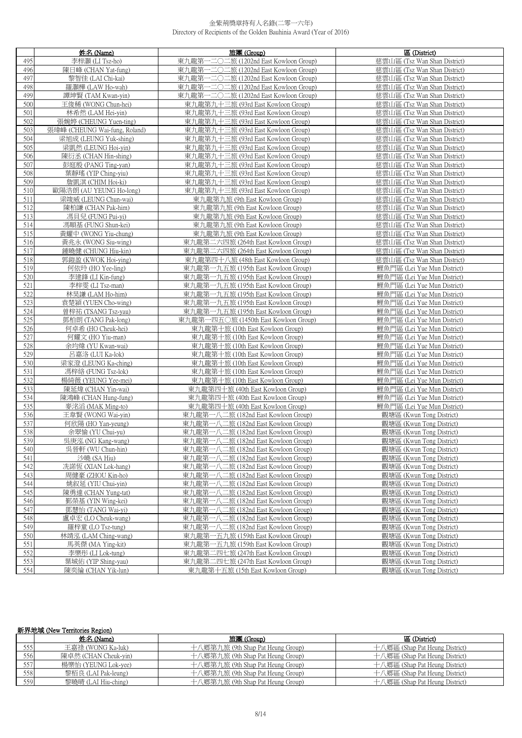| | 姓名 (Name) | 旅團 (Group) | 區 (District) |
|---|---|---|---|
| 495 | 李梓灝 (LI Tsz-ho) | 東九龍第一二〇二旅 (1202nd East Kowloon Group) | 慈雲山區 (Tsz Wan Shan District) |
| 496 | 陳日峰 (CHAN Yat-fung) | 東九龍第一二〇二旅 (1202nd East Kowloon Group) | 慈雲山區 (Tsz Wan Shan District) |
| 497 | 黎智佳 (LAI Chi-kai) | 東九龍第一二〇二旅 (1202nd East Kowloon Group) | 慈雲山區 (Tsz Wan Shan District) |
| 498 | 羅灝樺 (LAW Ho-wah) | 東九龍第一二〇二旅 (1202nd East Kowloon Group) | 慈雲山區 (Tsz Wan Shan District) |
| 499 | 譚坤賢 (TAM Kwan-yin) | 東九龍第一二〇二旅 (1202nd East Kowloon Group) | 慈雲山區 (Tsz Wan Shan District) |
| 500 | 王俊稀 (WONG Chun-hei) | 東九龍第九十三旅 (93rd East Kowloon Group) | 慈雲山區 (Tsz Wan Shan District) |
| 501 | 林希然 (LAM Hei-yin) | 東九龍第九十三旅 (93rd East Kowloon Group) | 慈雲山區 (Tsz Wan Shan District) |
| 502 | 張婉婷 (CHEUNG Yuen-ting) | 東九龍第九十三旅 (93rd East Kowloon Group) | 慈雲山區 (Tsz Wan Shan District) |
| 503 | 張瑋峰 (CHEUNG Wai-fung, Roland) | 東九龍第九十三旅 (93rd East Kowloon Group) | 慈雲山區 (Tsz Wan Shan District) |
| 504 | 梁旭成 (LEUNG Yuk-shing) | 東九龍第九十三旅 (93rd East Kowloon Group) | 慈雲山區 (Tsz Wan Shan District) |
| 505 | 梁凱然 (LEUNG Hoi-yin) | 東九龍第九十三旅 (93rd East Kowloon Group) | 慈雲山區 (Tsz Wan Shan District) |
| 506 | 陳衍丞 (CHAN Hin-shing) | 東九龍第九十三旅 (93rd East Kowloon Group) | 慈雲山區 (Tsz Wan Shan District) |
| 507 | 彭庭殷 (PANG Ting-yan) | 東九龍第九十三旅 (93rd East Kowloon Group) | 慈雲山區 (Tsz Wan Shan District) |
| 508 | 葉靜瑤 (YIP Ching-yiu) | 東九龍第九十三旅 (93rd East Kowloon Group) | 慈雲山區 (Tsz Wan Shan District) |
| 509 | 詹凱淇 (CHIM Hoi-ki) | 東九龍第九十三旅 (93rd East Kowloon Group) | 慈雲山區 (Tsz Wan Shan District) |
| 510 | 歐陽浩朗 (AU YEUNG Ho-long) | 東九龍第九十三旅 (93rd East Kowloon Group) | 慈雲山區 (Tsz Wan Shan District) |
| 511 | 梁竣威 (LEUNG Chun-wai) | 東九龍第九旅 (9th East Kowloon Group) | 慈雲山區 (Tsz Wan Shan District) |
| 512 | 陳柏謙 (CHAN Pak-him) | 東九龍第九旅 (9th East Kowloon Group) | 慈雲山區 (Tsz Wan Shan District) |
| 513 | 馮貝兒 (FUNG Pui-yi) | 東九龍第九旅 (9th East Kowloon Group) | 慈雲山區 (Tsz Wan Shan District) |
| 514 | 馮順基 (FUNG Shun-kei) | 東九龍第九旅 (9th East Kowloon Group) | 慈雲山區 (Tsz Wan Shan District) |
| 515 | 黃耀中 (WONG Yiu-chung) | 東九龍第九旅 (9th East Kowloon Group) | 慈雲山區 (Tsz Wan Shan District) |
| 516 | 黃兆永 (WONG Siu-wing) | 東九龍第二六四旅 (264th East Kowloon Group) | 慈雲山區 (Tsz Wan Shan District) |
| 517 | 鍾曉健 (CHUNG Hiu-kin) | 東九龍第二六四旅 (264th East Kowloon Group) | 慈雲山區 (Tsz Wan Shan District) |
| 518 | 郭鎧盈 (KWOK Hoi-ying) | 東九龍第四十八旅 (48th East Kowloon Group) | 慈雲山區 (Tsz Wan Shan District) |
| 519 | 何依玲 (HO Yee-ling) | 東九龍第一九五旅 (195th East Kowloon Group) | 鯉魚門區 (Lei Yue Mun District) |
| 520 | 李建鋒 (LI Kin-fung) | 東九龍第一九五旅 (195th East Kowloon Group) | 鯉魚門區 (Lei Yue Mun District) |
| 521 | 李梓雯 (LI Tsz-man) | 東九龍第一九五旅 (195th East Kowloon Group) | 鯉魚門區 (Lei Yue Mun District) |
| 522 | 林昊謙 (LAM Ho-him) | 東九龍第一九五旅 (195th East Kowloon Group) | 鯉魚門區 (Lei Yue Mun District) |
| 523 | 袁楚穎 (YUEN Cho-wing) | 東九龍第一九五旅 (195th East Kowloon Group) | 鯉魚門區 (Lei Yue Mun District) |
| 524 | 曾梓祐 (TSANG Tsz-yau) | 東九龍第一九五旅 (195th East Kowloon Group) | 鯉魚門區 (Lei Yue Mun District) |
| 525 | 鄧柏朗 (TANG Pak-long) | 東九龍第一四五〇旅 (1450th East Kowloon Group) | 鯉魚門區 (Lei Yue Mun District) |
| 526 | 何卓希 (HO Cheuk-hei) | 東九龍第十旅 (10th East Kowloon Group) | 鯉魚門區 (Lei Yue Mun District) |
| 527 | 何耀文 (HO Yiu-man) | 東九龍第十旅 (10th East Kowloon Group) | 鯉魚門區 (Lei Yue Mun District) |
| 528 | 余均煒 (YU Kwan-wai) | 東九龍第十旅 (10th East Kowloon Group) | 鯉魚門區 (Lei Yue Mun District) |
| 529 | 呂嘉洛 (LUI Ka-lok) | 東九龍第十旅 (10th East Kowloon Group) | 鯉魚門區 (Lei Yue Mun District) |
| 530 | 梁家澄 (LEUNG Ka-ching) | 東九龍第十旅 (10th East Kowloon Group) | 鯉魚門區 (Lei Yue Mun District) |
| 531 | 馮梓絡 (FUNG Tsz-lok) | 東九龍第十旅 (10th East Kowloon Group) | 鯉魚門區 (Lei Yue Mun District) |
| 532 | 楊綺薇 (YEUNG Yee-mei) | 東九龍第十旅 (10th East Kowloon Group) | 鯉魚門區 (Lei Yue Mun District) |
| 533 | 陳延煒 (CHAN Yin-wai) | 東九龍第四十旅 (40th East Kowloon Group) | 鯉魚門區 (Lei Yue Mun District) |
| 534 | 陳鴻峰 (CHAN Hung-fung) | 東九龍第四十旅 (40th East Kowloon Group) | 鯉魚門區 (Lei Yue Mun District) |
| 535 | 麥洺滔 (MAK Ming-to) | 東九龍第四十旅 (40th East Kowloon Group) | 鯉魚門區 (Lei Yue Mun District) |
| 536 | 王韋賢 (WONG Wai-yin) | 東九龍第一八二旅 (182nd East Kowloon Group) | 觀塘區 (Kwun Tong District) |
| 537 | 何欣陽 (HO Yan-yeung) | 東九龍第一八二旅 (182nd East Kowloon Group) | 觀塘區 (Kwun Tong District) |
| 538 | 余翠愉 (YU Chui-yu) | 東九龍第一八二旅 (182nd East Kowloon Group) | 觀塘區 (Kwun Tong District) |
| 539 | 吳庚泓 (NG Kang-wang) | 東九龍第一八二旅 (182nd East Kowloon Group) | 觀塘區 (Kwun Tong District) |
| 540 | 吳晉軒 (WU Chun-hin) | 東九龍第一八二旅 (182nd East Kowloon Group) | 觀塘區 (Kwun Tong District) |
| 541 | 沙曉 (SA Hiu) | 東九龍第一八二旅 (182nd East Kowloon Group) | 觀塘區 (Kwun Tong District) |
| 542 | 冼諾恆 (XIAN Lok-hang) | 東九龍第一八二旅 (182nd East Kowloon Group) | 觀塘區 (Kwun Tong District) |
| 543 | 周健豪 (ZHOU Kin-ho) | 東九龍第一八二旅 (182nd East Kowloon Group) | 觀塘區 (Kwun Tong District) |
| 544 | 姚叙延 (YIU Chui-yin) | 東九龍第一八二旅 (182nd East Kowloon Group) | 觀塘區 (Kwun Tong District) |
| 545 | 陳勇達 (CHAN Yung-tat) | 東九龍第一八二旅 (182nd East Kowloon Group) | 觀塘區 (Kwun Tong District) |
| 546 | 鄢榮基 (YIN Wing-kei) | 東九龍第一八二旅 (182nd East Kowloon Group) | 觀塘區 (Kwun Tong District) |
| 547 | 鄧慧怡 (TANG Wai-yi) | 東九龍第一八二旅 (182nd East Kowloon Group) | 觀塘區 (Kwun Tong District) |
| 548 | 盧卓宏 (LO Cheuk-wang) | 東九龍第一八二旅 (182nd East Kowloon Group) | 觀塘區 (Kwun Tong District) |
| 549 | 羅梓童 (LO Tsz-tung) | 東九龍第一八二旅 (182nd East Kowloon Group) | 觀塘區 (Kwun Tong District) |
| 550 | 林靖泓 (LAM Ching-wang) | 東九龍第一五九旅 (159th East Kowloon Group) | 觀塘區 (Kwun Tong District) |
| 551 | 馬英傑 (MA Ying-kit) | 東九龍第一五九旅 (159th East Kowloon Group) | 觀塘區 (Kwun Tong District) |
| 552 | 李樂彤 (LI Lok-tung) | 東九龍第二四七旅 (247th East Kowloon Group) | 觀塘區 (Kwun Tong District) |
| 553 | 葉城佑 (YIP Shing-yau) | 東九龍第二四七旅 (247th East Kowloon Group) | 觀塘區 (Kwun Tong District) |
| 554 | 陳奕綸 (CHAN Yik-lun) | 東九龍第十五旅 (15th East Kowloon Group) | 觀塘區 (Kwun Tong District) |

**新界地域 (New Territories Region)**

| | 姓名 (Name) | 旅團 (Group) | 區 (District) |
|---|---|---|---|
| 555 | 王嘉祿 (WONG Ka-luk) | 十八鄉第九旅 (9th Shap Pat Heung Group) | 十八鄉區 (Shap Pat Heung District) |
| 556 | 陳卓然 (CHAN Cheuk-yin) | 十八鄉第九旅 (9th Shap Pat Heung Group) | 十八鄉區 (Shap Pat Heung District) |
| 557 | 楊樂怡 (YEUNG Lok-yee) | 十八鄉第九旅 (9th Shap Pat Heung Group) | 十八鄉區 (Shap Pat Heung District) |
| 558 | 黎栢良 (LAI Pak-leung) | 十八鄉第九旅 (9th Shap Pat Heung Group) | 十八鄉區 (Shap Pat Heung District) |
| 559 | 黎曉晴 (LAI Hiu-ching) | 十八鄉第九旅 (9th Shap Pat Heung Group) | 十八鄉區 (Shap Pat Heung District) |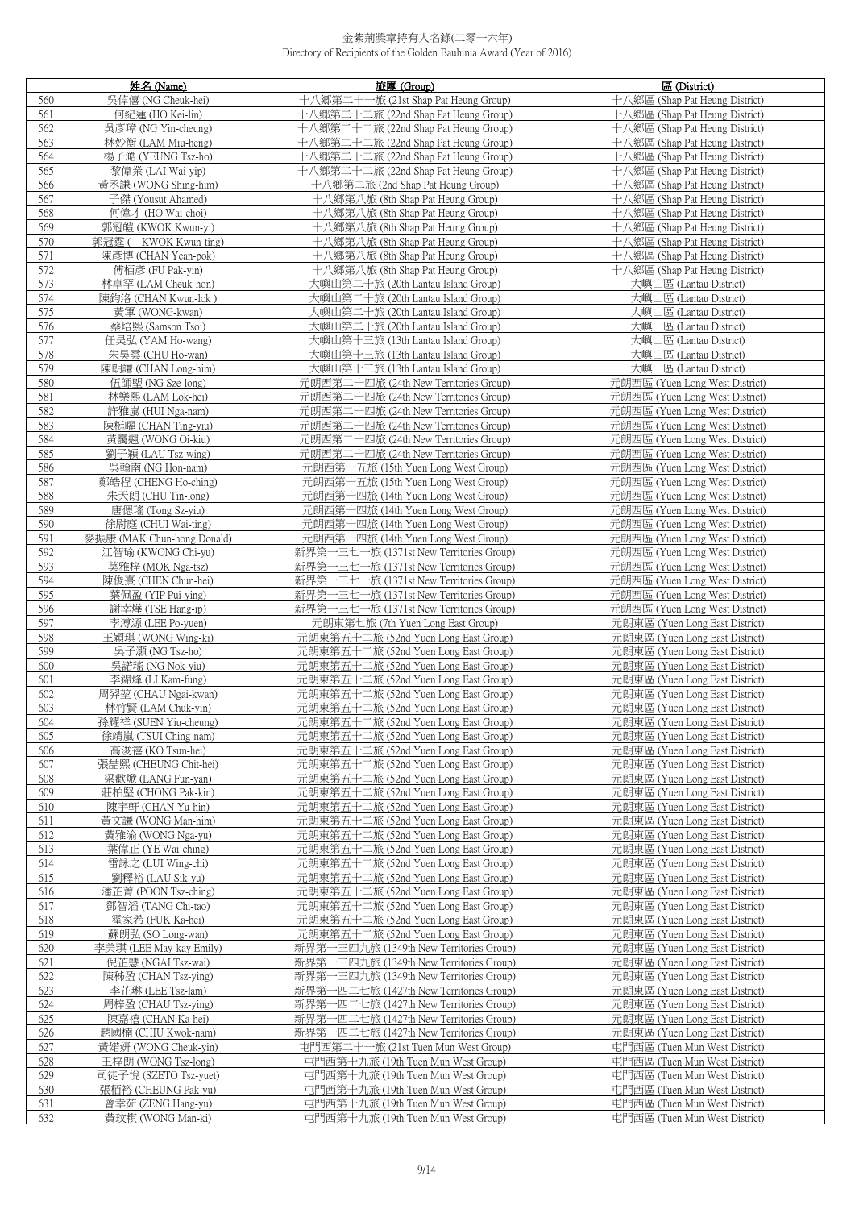金紫荊獎章持有人名錄(二零一六年)
Directory of Recipients of the Golden Bauhinia Award (Year of 2016)

| | 姓名 (Name) | 旅團 (Group) | 區 (District) |
|---|---|---|---|
| 560 | 吳倬僖 (NG Cheuk-hei) | 十八鄉第二十一旅 (21st Shap Pat Heung Group) | 十八鄉區 (Shap Pat Heung District) |
| 561 | 何紀蓮 (HO Kei-lin) | 十八鄉第二十二旅 (22nd Shap Pat Heung Group) | 十八鄉區 (Shap Pat Heung District) |
| 562 | 吳彥璋 (NG Yin-cheung) | 十八鄉第二十二旅 (22nd Shap Pat Heung Group) | 十八鄉區 (Shap Pat Heung District) |
| 563 | 林妙衡 (LAM Miu-heng) | 十八鄉第二十二旅 (22nd Shap Pat Heung Group) | 十八鄉區 (Shap Pat Heung District) |
| 564 | 楊子澔 (YEUNG Tsz-ho) | 十八鄉第二十二旅 (22nd Shap Pat Heung Group) | 十八鄉區 (Shap Pat Heung District) |
| 565 | 黎偉業 (LAI Wai-yip) | 十八鄉第二十二旅 (22nd Shap Pat Heung Group) | 十八鄉區 (Shap Pat Heung District) |
| 566 | 黃丞謙 (WONG Shing-him) | 十八鄉第二旅 (2nd Shap Pat Heung Group) | 十八鄉區 (Shap Pat Heung District) |
| 567 | 子傑 (Yousut Ahamed) | 十八鄉第八旅 (8th Shap Pat Heung Group) | 十八鄉區 (Shap Pat Heung District) |
| 568 | 何偉才 (HO Wai-choi) | 十八鄉第八旅 (8th Shap Pat Heung Group) | 十八鄉區 (Shap Pat Heung District) |
| 569 | 郭冠暟 (KWOK Kwun-yi) | 十八鄉第八旅 (8th Shap Pat Heung Group) | 十八鄉區 (Shap Pat Heung District) |
| 570 | 郭冠霆 ( KWOK Kwun-ting) | 十八鄉第八旅 (8th Shap Pat Heung Group) | 十八鄉區 (Shap Pat Heung District) |
| 571 | 陳彥博 (CHAN Yean-pok) | 十八鄉第八旅 (8th Shap Pat Heung Group) | 十八鄉區 (Shap Pat Heung District) |
| 572 | 傅栢彥 (FU Pak-yin) | 十八鄉第八旅 (8th Shap Pat Heung Group) | 十八鄉區 (Shap Pat Heung District) |
| 573 | 林卓罕 (LAM Cheuk-hon) | 大嶼山第二十旅 (20th Lantau Island Group) | 大嶼山區 (Lantau District) |
| 574 | 陳鈞洛 (CHAN Kwun-lok ) | 大嶼山第二十旅 (20th Lantau Island Group) | 大嶼山區 (Lantau District) |
| 575 | 黃軍 (WONG-kwan) | 大嶼山第二十旅 (20th Lantau Island Group) | 大嶼山區 (Lantau District) |
| 576 | 蔡培熙 (Samson Tsoi) | 大嶼山第二十旅 (20th Lantau Island Group) | 大嶼山區 (Lantau District) |
| 577 | 任昊弘 (YAM Ho-wang) | 大嶼山第十三旅 (13th Lantau Island Group) | 大嶼山區 (Lantau District) |
| 578 | 朱昊雲 (CHU Ho-wan) | 大嶼山第十三旅 (13th Lantau Island Group) | 大嶼山區 (Lantau District) |
| 579 | 陳朗謙 (CHAN Long-him) | 大嶼山第十三旅 (13th Lantau Island Group) | 大嶼山區 (Lantau District) |
| 580 | 伍師望 (NG Sze-long) | 元朗西第二十四旅 (24th New Territories Group) | 元朗西區 (Yuen Long West District) |
| 581 | 林樂熙 (LAM Lok-hei) | 元朗西第二十四旅 (24th New Territories Group) | 元朗西區 (Yuen Long West District) |
| 582 | 許雅嵐 (HUI Nga-nam) | 元朗西第二十四旅 (24th New Territories Group) | 元朗西區 (Yuen Long West District) |
| 583 | 陳梃曜 (CHAN Ting-yiu) | 元朗西第二十四旅 (24th New Territories Group) | 元朗西區 (Yuen Long West District) |
| 584 | 黃靄翹 (WONG Oi-kiu) | 元朗西第二十四旅 (24th New Territories Group) | 元朗西區 (Yuen Long West District) |
| 585 | 劉子穎 (LAU Tsz-wing) | 元朗西第二十四旅 (24th New Territories Group) | 元朗西區 (Yuen Long West District) |
| 586 | 吳翰南 (NG Hon-nam) | 元朗西第十五旅 (15th Yuen Long West Group) | 元朗西區 (Yuen Long West District) |
| 587 | 鄭皓程 (CHENG Ho-ching) | 元朗西第十五旅 (15th Yuen Long West Group) | 元朗西區 (Yuen Long West District) |
| 588 | 朱天朗 (CHU Tin-long) | 元朗西第十四旅 (14th Yuen Long West Group) | 元朗西區 (Yuen Long West District) |
| 589 | 唐偲瑤 (Tong Sz-yiu) | 元朗西第十四旅 (14th Yuen Long West Group) | 元朗西區 (Yuen Long West District) |
| 590 | 徐尉庭 (CHUI Wai-ting) | 元朗西第十四旅 (14th Yuen Long West Group) | 元朗西區 (Yuen Long West District) |
| 591 | 麥振康 (MAK Chun-hong Donald) | 元朗西第十四旅 (14th Yuen Long West Group) | 元朗西區 (Yuen Long West District) |
| 592 | 江智瑜 (KWONG Chi-yu) | 新界第一三七一旅 (1371st New Territories Group) | 元朗西區 (Yuen Long West District) |
| 593 | 莫雅梓 (MOK Nga-tsz) | 新界第一三七一旅 (1371st New Territories Group) | 元朗西區 (Yuen Long West District) |
| 594 | 陳俊熹 (CHEN Chun-hei) | 新界第一三七一旅 (1371st New Territories Group) | 元朗西區 (Yuen Long West District) |
| 595 | 葉佩盈 (YIP Pui-ying) | 新界第一三七一旅 (1371st New Territories Group) | 元朗西區 (Yuen Long West District) |
| 596 | 謝幸燁 (TSE Hang-ip) | 新界第一三七一旅 (1371st New Territories Group) | 元朗西區 (Yuen Long West District) |
| 597 | 李溥源 (LEE Po-yuen) | 元朗東第七旅 (7th Yuen Long East Group) | 元朗東區 (Yuen Long East District) |
| 598 | 王穎琪 (WONG Wing-ki) | 元朗東第五十二旅 (52nd Yuen Long East Group) | 元朗東區 (Yuen Long East District) |
| 599 | 吳子灝 (NG Tsz-ho) | 元朗東第五十二旅 (52nd Yuen Long East Group) | 元朗東區 (Yuen Long East District) |
| 600 | 吳諾瑤 (NG Nok-yiu) | 元朗東第五十二旅 (52nd Yuen Long East Group) | 元朗東區 (Yuen Long East District) |
| 601 | 李錦烽 (LI Kam-fung) | 元朗東第五十二旅 (52nd Yuen Long East Group) | 元朗東區 (Yuen Long East District) |
| 602 | 周羿堃 (CHAU Ngai-kwan) | 元朗東第五十二旅 (52nd Yuen Long East Group) | 元朗東區 (Yuen Long East District) |
| 603 | 林竹賢 (LAM Chuk-yin) | 元朗東第五十二旅 (52nd Yuen Long East Group) | 元朗東區 (Yuen Long East District) |
| 604 | 孫耀祥 (SUEN Yiu-cheung) | 元朗東第五十二旅 (52nd Yuen Long East Group) | 元朗東區 (Yuen Long East District) |
| 605 | 徐靖嵐 (TSUI Ching-nam) | 元朗東第五十二旅 (52nd Yuen Long East Group) | 元朗東區 (Yuen Long East District) |
| 606 | 高浚禧 (KO Tsun-hei) | 元朗東第五十二旅 (52nd Yuen Long East Group) | 元朗東區 (Yuen Long East District) |
| 607 | 張喆熙 (CHEUNG Chit-hei) | 元朗東第五十二旅 (52nd Yuen Long East Group) | 元朗東區 (Yuen Long East District) |
| 608 | 梁歡欣 (LANG Fun-yan) | 元朗東第五十二旅 (52nd Yuen Long East Group) | 元朗東區 (Yuen Long East District) |
| 609 | 莊柏堅 (CHONG Pak-kin) | 元朗東第五十二旅 (52nd Yuen Long East Group) | 元朗東區 (Yuen Long East District) |
| 610 | 陳宇軒 (CHAN Yu-hin) | 元朗東第五十二旅 (52nd Yuen Long East Group) | 元朗東區 (Yuen Long East District) |
| 611 | 黃文謙 (WONG Man-him) | 元朗東第五十二旅 (52nd Yuen Long East Group) | 元朗東區 (Yuen Long East District) |
| 612 | 黃雅渝 (WONG Nga-yu) | 元朗東第五十二旅 (52nd Yuen Long East Group) | 元朗東區 (Yuen Long East District) |
| 613 | 葉偉正 (YE Wai-ching) | 元朗東第五十二旅 (52nd Yuen Long East Group) | 元朗東區 (Yuen Long East District) |
| 614 | 雷詠之 (LUI Wing-chi) | 元朗東第五十二旅 (52nd Yuen Long East Group) | 元朗東區 (Yuen Long East District) |
| 615 | 劉釋裕 (LAU Sik-yu) | 元朗東第五十二旅 (52nd Yuen Long East Group) | 元朗東區 (Yuen Long East District) |
| 616 | 潘芷菁 (POON Tsz-ching) | 元朗東第五十二旅 (52nd Yuen Long East Group) | 元朗東區 (Yuen Long East District) |
| 617 | 鄧智滔 (TANG Chi-tao) | 元朗東第五十二旅 (52nd Yuen Long East Group) | 元朗東區 (Yuen Long East District) |
| 618 | 霍家希 (FUK Ka-hei) | 元朗東第五十二旅 (52nd Yuen Long East Group) | 元朗東區 (Yuen Long East District) |
| 619 | 蘇朗弘 (SO Long-wan) | 元朗東第五十二旅 (52nd Yuen Long East Group) | 元朗東區 (Yuen Long East District) |
| 620 | 李美琪 (LEE May-kay Emily) | 新界第一三四九旅 (1349th New Territories Group) | 元朗東區 (Yuen Long East District) |
| 621 | 倪芷慧 (NGAI Tsz-wai) | 新界第一三四九旅 (1349th New Territories Group) | 元朗東區 (Yuen Long East District) |
| 622 | 陳秭盈 (CHAN Tsz-ying) | 新界第一三四九旅 (1349th New Territories Group) | 元朗東區 (Yuen Long East District) |
| 623 | 李芷琳 (LEE Tsz-lam) | 新界第一四二七旅 (1427th New Territories Group) | 元朗東區 (Yuen Long East District) |
| 624 | 周梓盈 (CHAU Tsz-ying) | 新界第一四二七旅 (1427th New Territories Group) | 元朗東區 (Yuen Long East District) |
| 625 | 陳嘉禧 (CHAN Ka-hei) | 新界第一四二七旅 (1427th New Territories Group) | 元朗東區 (Yuen Long East District) |
| 626 | 趙國楠 (CHIU Kwok-nam) | 新界第一四二七旅 (1427th New Territories Group) | 元朗東區 (Yuen Long East District) |
| 627 | 黃焯妍 (WONG Cheuk-yin) | 屯門西第二十一旅 (21st Tuen Mun West Group) | 屯門西區 (Tuen Mun West District) |
| 628 | 王梓朗 (WONG Tsz-long) | 屯門西第十九旅 (19th Tuen Mun West Group) | 屯門西區 (Tuen Mun West District) |
| 629 | 司徒子悅 (SZETO Tsz-yuet) | 屯門西第十九旅 (19th Tuen Mun West Group) | 屯門西區 (Tuen Mun West District) |
| 630 | 張栢裕 (CHEUNG Pak-yu) | 屯門西第十九旅 (19th Tuen Mun West Group) | 屯門西區 (Tuen Mun West District) |
| 631 | 曾幸茹 (ZENG Hang-yu) | 屯門西第十九旅 (19th Tuen Mun West Group) | 屯門西區 (Tuen Mun West District) |
| 632 | 黃玟棋 (WONG Man-ki) | 屯門西第十九旅 (19th Tuen Mun West Group) | 屯門西區 (Tuen Mun West District) |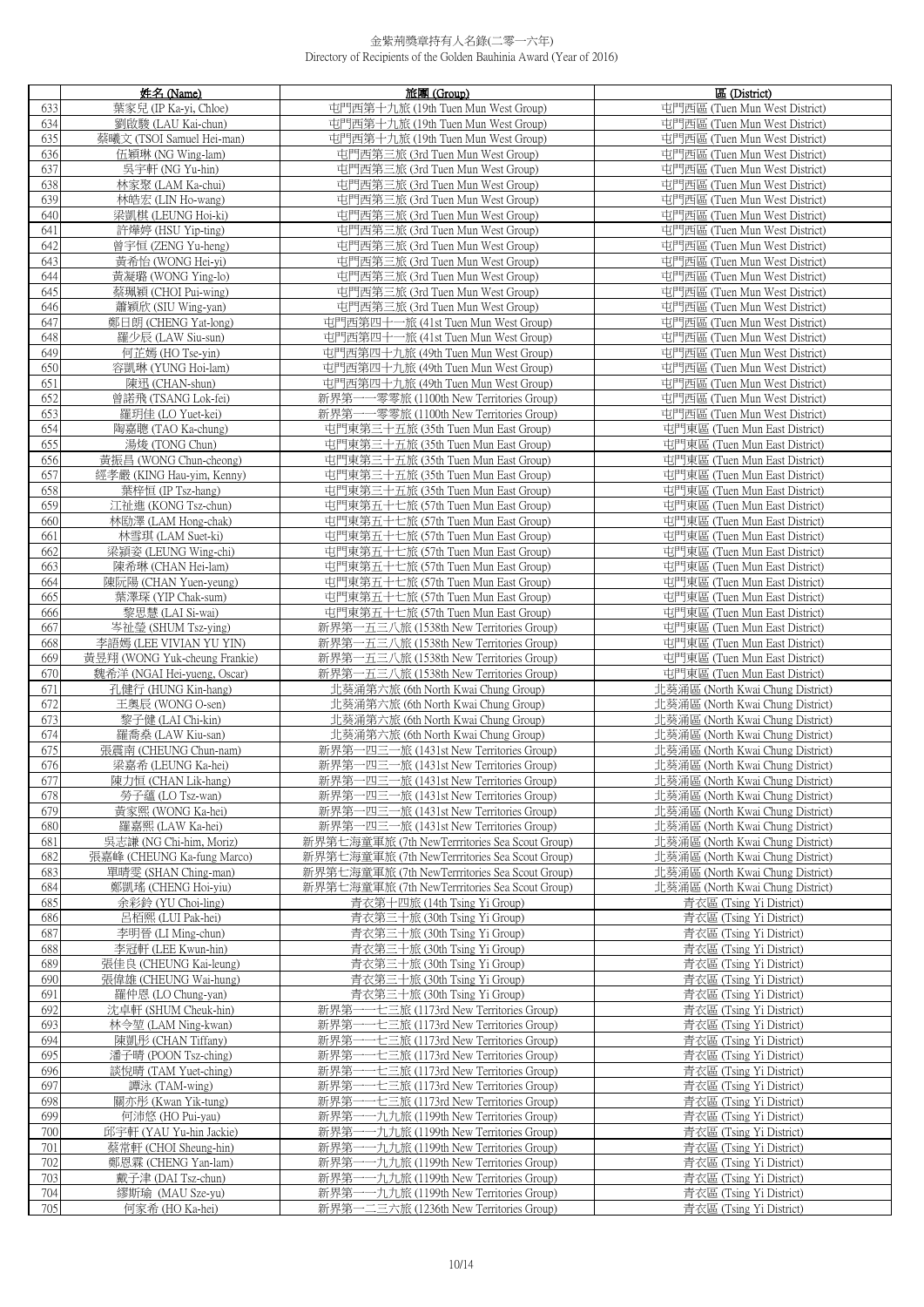# 金紫荊獎章持有人名錄(二零一六年)
Directory of Recipients of the Golden Bauhinia Award (Year of 2016)

| | 姓名 (Name) | 旅團 (Group) | 區 (District) |
|---|---|---|---|
| 633 | 葉家兒 (IP Ka-yi, Chloe) | 屯門西第十九旅 (19th Tuen Mun West Group) | 屯門西區 (Tuen Mun West District) |
| 634 | 劉啟駿 (LAU Kai-chun) | 屯門西第十九旅 (19th Tuen Mun West Group) | 屯門西區 (Tuen Mun West District) |
| 635 | 蔡曦文 (TSOI Samuel Hei-man) | 屯門西第十九旅 (19th Tuen Mun West Group) | 屯門西區 (Tuen Mun West District) |
| 636 | 伍穎琳 (NG Wing-lam) | 屯門西第三旅 (3rd Tuen Mun West Group) | 屯門西區 (Tuen Mun West District) |
| 637 | 吳宇軒 (NG Yu-hin) | 屯門西第三旅 (3rd Tuen Mun West Group) | 屯門西區 (Tuen Mun West District) |
| 638 | 林家聚 (LAM Ka-chui) | 屯門西第三旅 (3rd Tuen Mun West Group) | 屯門西區 (Tuen Mun West District) |
| 639 | 林皓宏 (LIN Ho-wang) | 屯門西第三旅 (3rd Tuen Mun West Group) | 屯門西區 (Tuen Mun West District) |
| 640 | 梁凱棋 (LEUNG Hoi-ki) | 屯門西第三旅 (3rd Tuen Mun West Group) | 屯門西區 (Tuen Mun West District) |
| 641 | 許燁婷 (HSU Yip-ting) | 屯門西第三旅 (3rd Tuen Mun West Group) | 屯門西區 (Tuen Mun West District) |
| 642 | 曾宇恒 (ZENG Yu-heng) | 屯門西第三旅 (3rd Tuen Mun West Group) | 屯門西區 (Tuen Mun West District) |
| 643 | 黃希怡 (WONG Hei-yi) | 屯門西第三旅 (3rd Tuen Mun West Group) | 屯門西區 (Tuen Mun West District) |
| 644 | 黃凝璐 (WONG Ying-lo) | 屯門西第三旅 (3rd Tuen Mun West Group) | 屯門西區 (Tuen Mun West District) |
| 645 | 蔡珮穎 (CHOI Pui-wing) | 屯門西第三旅 (3rd Tuen Mun West Group) | 屯門西區 (Tuen Mun West District) |
| 646 | 蕭穎欣 (SIU Wing-yan) | 屯門西第三旅 (3rd Tuen Mun West Group) | 屯門西區 (Tuen Mun West District) |
| 647 | 鄭日朗 (CHENG Yat-long) | 屯門西第四十一旅 (41st Tuen Mun West Group) | 屯門西區 (Tuen Mun West District) |
| 648 | 羅少辰 (LAW Siu-sun) | 屯門西第四十一旅 (41st Tuen Mun West Group) | 屯門西區 (Tuen Mun West District) |
| 649 | 何芷嫣 (HO Tse-yin) | 屯門西第四十九旅 (49th Tuen Mun West Group) | 屯門西區 (Tuen Mun West District) |
| 650 | 容凱琳 (YUNG Hoi-lam) | 屯門西第四十九旅 (49th Tuen Mun West Group) | 屯門西區 (Tuen Mun West District) |
| 651 | 陳迅 (CHAN-shun) | 屯門西第四十九旅 (49th Tuen Mun West Group) | 屯門西區 (Tuen Mun West District) |
| 652 | 曾諾飛 (TSANG Lok-fei) | 新界第一一零零旅 (1100th New Territories Group) | 屯門西區 (Tuen Mun West District) |
| 653 | 羅玥佳 (LO Yuet-kei) | 新界第一一零零旅 (1100th New Territories Group) | 屯門西區 (Tuen Mun West District) |
| 654 | 陶嘉聰 (TAO Ka-chung) | 屯門東第三十五旅 (35th Tuen Mun East Group) | 屯門東區 (Tuen Mun East District) |
| 655 | 湯焌 (TONG Chun) | 屯門東第三十五旅 (35th Tuen Mun East Group) | 屯門東區 (Tuen Mun East District) |
| 656 | 黃振昌 (WONG Chun-cheong) | 屯門東第三十五旅 (35th Tuen Mun East Group) | 屯門東區 (Tuen Mun East District) |
| 657 | 經孝嚴 (KING Hau-yim, Kenny) | 屯門東第三十五旅 (35th Tuen Mun East Group) | 屯門東區 (Tuen Mun East District) |
| 658 | 葉梓恒 (IP Tsz-hang) | 屯門東第三十五旅 (35th Tuen Mun East Group) | 屯門東區 (Tuen Mun East District) |
| 659 | 江祉進 (KONG Tsz-chun) | 屯門東第五十七旅 (57th Tuen Mun East Group) | 屯門東區 (Tuen Mun East District) |
| 660 | 林劻澤 (LAM Hong-chak) | 屯門東第五十七旅 (57th Tuen Mun East Group) | 屯門東區 (Tuen Mun East District) |
| 661 | 林雪琪 (LAM Suet-ki) | 屯門東第五十七旅 (57th Tuen Mun East Group) | 屯門東區 (Tuen Mun East District) |
| 662 | 梁穎姿 (LEUNG Wing-chi) | 屯門東第五十七旅 (57th Tuen Mun East Group) | 屯門東區 (Tuen Mun East District) |
| 663 | 陳希琳 (CHAN Hei-lam) | 屯門東第五十七旅 (57th Tuen Mun East Group) | 屯門東區 (Tuen Mun East District) |
| 664 | 陳阮陽 (CHAN Yuen-yeung) | 屯門東第五十七旅 (57th Tuen Mun East Group) | 屯門東區 (Tuen Mun East District) |
| 665 | 葉澤琛 (YIP Chak-sum) | 屯門東第五十七旅 (57th Tuen Mun East Group) | 屯門東區 (Tuen Mun East District) |
| 666 | 黎思慧 (LAI Si-wai) | 屯門東第五十七旅 (57th Tuen Mun East Group) | 屯門東區 (Tuen Mun East District) |
| 667 | 岑祉瑩 (SHUM Tsz-ying) | 新界第一五三八旅 (1538th New Territories Group) | 屯門東區 (Tuen Mun East District) |
| 668 | 李語嫣 (LEE VIVIAN YU YIN) | 新界第一五三八旅 (1538th New Territories Group) | 屯門東區 (Tuen Mun East District) |
| 669 | 黃昱翔 (WONG Yuk-cheung Frankie) | 新界第一五三八旅 (1538th New Territories Group) | 屯門東區 (Tuen Mun East District) |
| 670 | 魏希洋 (NGAI Hei-yueng, Oscar) | 新界第一五三八旅 (1538th New Territories Group) | 屯門東區 (Tuen Mun East District) |
| 671 | 孔健行 (HUNG Kin-hang) | 北葵涌第六旅 (6th North Kwai Chung Group) | 北葵涌區 (North Kwai Chung District) |
| 672 | 王奧辰 (WONG O-sen) | 北葵涌第六旅 (6th North Kwai Chung Group) | 北葵涌區 (North Kwai Chung District) |
| 673 | 黎子健 (LAI Chi-kin) | 北葵涌第六旅 (6th North Kwai Chung Group) | 北葵涌區 (North Kwai Chung District) |
| 674 | 羅喬燊 (LAW Kiu-san) | 北葵涌第六旅 (6th North Kwai Chung Group) | 北葵涌區 (North Kwai Chung District) |
| 675 | 張震南 (CHEUNG Chun-nam) | 新界第一四三一旅 (1431st New Territories Group) | 北葵涌區 (North Kwai Chung District) |
| 676 | 梁嘉希 (LEUNG Ka-hei) | 新界第一四三一旅 (1431st New Territories Group) | 北葵涌區 (North Kwai Chung District) |
| 677 | 陳力恒 (CHAN Lik-hang) | 新界第一四三一旅 (1431st New Territories Group) | 北葵涌區 (North Kwai Chung District) |
| 678 | 勞子蘊 (LO Tsz-wan) | 新界第一四三一旅 (1431st New Territories Group) | 北葵涌區 (North Kwai Chung District) |
| 679 | 黃家熙 (WONG Ka-hei) | 新界第一四三一旅 (1431st New Territories Group) | 北葵涌區 (North Kwai Chung District) |
| 680 | 羅嘉熙 (LAW Ka-hei) | 新界第一四三一旅 (1431st New Territories Group) | 北葵涌區 (North Kwai Chung District) |
| 681 | 吳志謙 (NG Chi-him, Moriz) | 新界第七海童軍旅 (7th NewTerrritories Sea Scout Group) | 北葵涌區 (North Kwai Chung District) |
| 682 | 張嘉峰 (CHEUNG Ka-fung Marco) | 新界第七海童軍旅 (7th NewTerrritories Sea Scout Group) | 北葵涌區 (North Kwai Chung District) |
| 683 | 單晴雯 (SHAN Ching-man) | 新界第七海童軍旅 (7th NewTerrritories Sea Scout Group) | 北葵涌區 (North Kwai Chung District) |
| 684 | 鄭凱瑤 (CHENG Hoi-yiu) | 新界第七海童軍旅 (7th NewTerrritories Sea Scout Group) | 北葵涌區 (North Kwai Chung District) |
| 685 | 余彩鈴 (YU Choi-ling) | 青衣第十四旅 (14th Tsing Yi Group) | 青衣區 (Tsing Yi District) |
| 686 | 呂栢熙 (LUI Pak-hei) | 青衣第三十旅 (30th Tsing Yi Group) | 青衣區 (Tsing Yi District) |
| 687 | 李明晉 (LI Ming-chun) | 青衣第三十旅 (30th Tsing Yi Group) | 青衣區 (Tsing Yi District) |
| 688 | 李冠軒 (LEE Kwun-hin) | 青衣第三十旅 (30th Tsing Yi Group) | 青衣區 (Tsing Yi District) |
| 689 | 張佳良 (CHEUNG Kai-leung) | 青衣第三十旅 (30th Tsing Yi Group) | 青衣區 (Tsing Yi District) |
| 690 | 張偉雄 (CHEUNG Wai-hung) | 青衣第三十旅 (30th Tsing Yi Group) | 青衣區 (Tsing Yi District) |
| 691 | 羅仲恩 (LO Chung-yan) | 青衣第三十旅 (30th Tsing Yi Group) | 青衣區 (Tsing Yi District) |
| 692 | 沈卓軒 (SHUM Cheuk-hin) | 新界第一一七三旅 (1173rd New Territories Group) | 青衣區 (Tsing Yi District) |
| 693 | 林令堃 (LAM Ning-kwan) | 新界第一一七三旅 (1173rd New Territories Group) | 青衣區 (Tsing Yi District) |
| 694 | 陳凱彤 (CHAN Tiffany) | 新界第一一七三旅 (1173rd New Territories Group) | 青衣區 (Tsing Yi District) |
| 695 | 潘子晴 (POON Tsz-ching) | 新界第一一七三旅 (1173rd New Territories Group) | 青衣區 (Tsing Yi District) |
| 696 | 談悅晴 (TAM Yuet-ching) | 新界第一一七三旅 (1173rd New Territories Group) | 青衣區 (Tsing Yi District) |
| 697 | 譚泳 (TAM-wing) | 新界第一一七三旅 (1173rd New Territories Group) | 青衣區 (Tsing Yi District) |
| 698 | 關亦彤 (Kwan Yik-tung) | 新界第一一七三旅 (1173rd New Territories Group) | 青衣區 (Tsing Yi District) |
| 699 | 何沛悠 (HO Pui-yau) | 新界第一一九九旅 (1199th New Territories Group) | 青衣區 (Tsing Yi District) |
| 700 | 邱宇軒 (YAU Yu-hin Jackie) | 新界第一一九九旅 (1199th New Territories Group) | 青衣區 (Tsing Yi District) |
| 701 | 蔡常軒 (CHOI Sheung-hin) | 新界第一一九九旅 (1199th New Territories Group) | 青衣區 (Tsing Yi District) |
| 702 | 鄭恩霖 (CHENG Yan-lam) | 新界第一一九九旅 (1199th New Territories Group) | 青衣區 (Tsing Yi District) |
| 703 | 戴子津 (DAI Tsz-chun) | 新界第一一九九旅 (1199th New Territories Group) | 青衣區 (Tsing Yi District) |
| 704 | 繆斯瑜 (MAU Sze-yu) | 新界第一一九九旅 (1199th New Territories Group) | 青衣區 (Tsing Yi District) |
| 705 | 何家希 (HO Ka-hei) | 新界第一二三六旅 (1236th New Territories Group) | 青衣區 (Tsing Yi District) |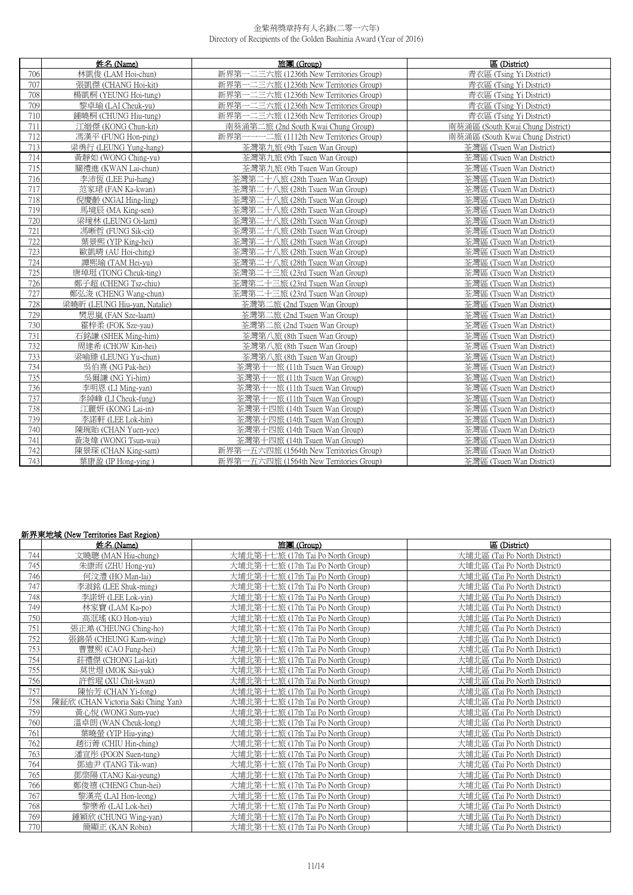金紫荊獎章持有人名錄(二零一六年)
Directory of Recipients of the Golden Bauhinia Award (Year of 2016)

| | 姓名 (Name) | 旅團 (Group) | 區 (District) |
|---|---|---|---|
| 706 | 林凱俊 (LAM Hoi-chun) | 新界第一二三六旅 (1236th New Territories Group) | 青衣區 (Tsing Yi District) |
| 707 | 張凱傑 (CHANG Hoi-kit) | 新界第一二三六旅 (1236th New Territories Group) | 青衣區 (Tsing Yi District) |
| 708 | 楊凱桐 (YEUNG Hoi-tung) | 新界第一二三六旅 (1236th New Territories Group) | 青衣區 (Tsing Yi District) |
| 709 | 黎卓瑜 (LAI Cheuk-yu) | 新界第一二三六旅 (1236th New Territories Group) | 青衣區 (Tsing Yi District) |
| 710 | 鍾曉桐 (CHUNG Hiu-tung) | 新界第一二三六旅 (1236th New Territories Group) | 青衣區 (Tsing Yi District) |
| 711 | 江縉傑 (KONG Chun-kit) | 南葵涌第二旅 (2nd South Kwai Chung Group) | 南葵涌區 (South Kwai Chung District) |
| 712 | 馮漢平 (FUNG Hon-ping) | 新界第一一一二旅 (1112th New Territories Group) | 南葵涌區 (South Kwai Chung District) |
| 713 | 梁勇行 (LEUNG Yung-hang) | 荃灣第九旅 (9th Tsuen Wan Group) | 荃灣區 (Tsuen Wan District) |
| 714 | 黃靜如 (WONG Ching-yu) | 荃灣第九旅 (9th Tsuen Wan Group) | 荃灣區 (Tsuen Wan District) |
| 715 | 關禮進 (KWAN Lai-chun) | 荃灣第九旅 (9th Tsuen Wan Group) | 荃灣區 (Tsuen Wan District) |
| 716 | 李沛恆 (LEE Pui-hang) | 荃灣第二十八旅 (28th Tsuen Wan Group) | 荃灣區 (Tsuen Wan District) |
| 717 | 范家珺 (FAN Ka-kwan) | 荃灣第二十八旅 (28th Tsuen Wan Group) | 荃灣區 (Tsuen Wan District) |
| 718 | 倪慶齡 (NGAI Hing-ling) | 荃灣第二十八旅 (28th Tsuen Wan Group) | 荃灣區 (Tsuen Wan District) |
| 719 | 馬境辰 (MA King-sen) | 荃灣第二十八旅 (28th Tsuen Wan Group) | 荃灣區 (Tsuen Wan District) |
| 720 | 梁璦林 (LEUNG Oi-lam) | 荃灣第二十八旅 (28th Tsuen Wan Group) | 荃灣區 (Tsuen Wan District) |
| 721 | 馮晰哲 (FUNG Sik-cit) | 荃灣第二十八旅 (28th Tsuen Wan Group) | 荃灣區 (Tsuen Wan District) |
| 722 | 葉景熙 (YIP King-hei) | 荃灣第二十八旅 (28th Tsuen Wan Group) | 荃灣區 (Tsuen Wan District) |
| 723 | 歐凱晴 (AU Hoi-ching) | 荃灣第二十八旅 (28th Tsuen Wan Group) | 荃灣區 (Tsuen Wan District) |
| 724 | 譚熙瑜 (TAM Hei-yu) | 荃灣第二十八旅 (28th Tsuen Wan Group) | 荃灣區 (Tsuen Wan District) |
| 725 | 唐焯珽 (TONG Cheuk-ting) | 荃灣第二十三旅 (23rd Tsuen Wan Group) | 荃灣區 (Tsuen Wan District) |
| 726 | 鄭子超 (CHENG Tsz-chiu) | 荃灣第二十三旅 (23rd Tsuen Wan Group) | 荃灣區 (Tsuen Wan District) |
| 727 | 鄭弘浚 (CHENG Wang-chun) | 荃灣第二十三旅 (23rd Tsuen Wan Group) | 荃灣區 (Tsuen Wan District) |
| 728 | 梁曉昕 (LEUNG Hiu-yan, Natalie) | 荃灣第二旅 (2nd Tsuen Wan Group) | 荃灣區 (Tsuen Wan District) |
| 729 | 樊思嵐 (FAN Sze-laam) | 荃灣第二旅 (2nd Tsuen Wan Group) | 荃灣區 (Tsuen Wan District) |
| 730 | 霍梓柔 (FOK Sze-yau) | 荃灣第二旅 (2nd Tsuen Wan Group) | 荃灣區 (Tsuen Wan District) |
| 731 | 石銘謙 (SHEK Ming-him) | 荃灣第八旅 (8th Tsuen Wan Group) | 荃灣區 (Tsuen Wan District) |
| 732 | 周建希 (CHOW Kin-hei) | 荃灣第八旅 (8th Tsuen Wan Group) | 荃灣區 (Tsuen Wan District) |
| 733 | 梁喻臻 (LEUNG Yu-chun) | 荃灣第八旅 (8th Tsuen Wan Group) | 荃灣區 (Tsuen Wan District) |
| 734 | 吳伯熹 (NG Pak-hei) | 荃灣第十一旅 (11th Tsuen Wan Group) | 荃灣區 (Tsuen Wan District) |
| 735 | 吳爾謙 (NG Yi-him) | 荃灣第十一旅 (11th Tsuen Wan Group) | 荃灣區 (Tsuen Wan District) |
| 736 | 李明恩 (LI Ming-yan) | 荃灣第十一旅 (11th Tsuen Wan Group) | 荃灣區 (Tsuen Wan District) |
| 737 | 李綽峰 (LI Cheuk-fung) | 荃灣第十一旅 (11th Tsuen Wan Group) | 荃灣區 (Tsuen Wan District) |
| 738 | 江麗妍 (KONG Lai-in) | 荃灣第十四旅 (14th Tsuen Wan Group) | 荃灣區 (Tsuen Wan District) |
| 739 | 李諾軒 (LEE Lok-hin) | 荃灣第十四旅 (14th Tsuen Wan Group) | 荃灣區 (Tsuen Wan District) |
| 740 | 陳琬貽 (CHAN Yuen-yee) | 荃灣第十四旅 (14th Tsuen Wan Group) | 荃灣區 (Tsuen Wan District) |
| 741 | 黃浚瑋 (WONG Tsun-wai) | 荃灣第十四旅 (14th Tsuen Wan Group) | 荃灣區 (Tsuen Wan District) |
| 742 | 陳景琛 (CHAN King-sam) | 新界第一五六四旅 (1564th New Territories Group) | 荃灣區 (Tsuen Wan District) |
| 743 | 葉康盈 (IP Hong-ying ) | 新界第一五六四旅 (1564th New Territories Group) | 荃灣區 (Tsuen Wan District) |

**新界東地域 (New Territories East Region)**

| | 姓名 (Name) | 旅團 (Group) | 區 (District) |
|---|---|---|---|
| 744 | 文曉聰 (MAN Hiu-chung) | 大埔北第十七旅 (17th Tai Po North Group) | 大埔北區 (Tai Po North District) |
| 745 | 朱康雨 (ZHU Hong-yu) | 大埔北第十七旅 (17th Tai Po North Group) | 大埔北區 (Tai Po North District) |
| 746 | 何汶澧 (HO Man-lai) | 大埔北第十七旅 (17th Tai Po North Group) | 大埔北區 (Tai Po North District) |
| 747 | 李淑銘 (LEE Shuk-ming) | 大埔北第十七旅 (17th Tai Po North Group) | 大埔北區 (Tai Po North District) |
| 748 | 李諾妍 (LEE Lok-yin) | 大埔北第十七旅 (17th Tai Po North Group) | 大埔北區 (Tai Po North District) |
| 749 | 林家寶 (LAM Ka-po) | 大埔北第十七旅 (17th Tai Po North Group) | 大埔北區 (Tai Po North District) |
| 750 | 高漢瑤 (KO Hon-yiu) | 大埔北第十七旅 (17th Tai Po North Group) | 大埔北區 (Tai Po North District) |
| 751 | 張正澔 (CHEUNG Ching-ho) | 大埔北第十七旅 (17th Tai Po North Group) | 大埔北區 (Tai Po North District) |
| 752 | 張錦榮 (CHEUNG Kam-wing) | 大埔北第十七旅 (17th Tai Po North Group) | 大埔北區 (Tai Po North District) |
| 753 | 曹豐熙 (CAO Fung-hei) | 大埔北第十七旅 (17th Tai Po North Group) | 大埔北區 (Tai Po North District) |
| 754 | 莊禮傑 (CHONG Lai-kit) | 大埔北第十七旅 (17th Tai Po North Group) | 大埔北區 (Tai Po North District) |
| 755 | 莫世煜 (MOK Sai-yuk) | 大埔北第十七旅 (17th Tai Po North Group) | 大埔北區 (Tai Po North District) |
| 756 | 許哲琨 (XU Chit-kwan) | 大埔北第十七旅 (17th Tai Po North Group) | 大埔北區 (Tai Po North District) |
| 757 | 陳怡芳 (CHAN Yi-fong) | 大埔北第十七旅 (17th Tai Po North Group) | 大埔北區 (Tai Po North District) |
| 758 | 陳鉦欣 (CHAN Victoria Saki Ching Yan) | 大埔北第十七旅 (17th Tai Po North Group) | 大埔北區 (Tai Po North District) |
| 759 | 黃心悅 (WONG Sum-yue) | 大埔北第十七旅 (17th Tai Po North Group) | 大埔北區 (Tai Po North District) |
| 760 | 溫卓朗 (WAN Cheuk-long) | 大埔北第十七旅 (17th Tai Po North Group) | 大埔北區 (Tai Po North District) |
| 761 | 葉曉螢 (YIP Hiu-ying) | 大埔北第十七旅 (17th Tai Po North Group) | 大埔北區 (Tai Po North District) |
| 762 | 趙衍菁 (CHIU Hin-ching) | 大埔北第十七旅 (17th Tai Po North Group) | 大埔北區 (Tai Po North District) |
| 763 | 潘宣彤 (POON Suen-tung) | 大埔北第十七旅 (17th Tai Po North Group) | 大埔北區 (Tai Po North District) |
| 764 | 鄧迪尹 (TANG Tik-wan) | 大埔北第十七旅 (17th Tai Po North Group) | 大埔北區 (Tai Po North District) |
| 765 | 鄧棨陽 (TANG Kai-yeung) | 大埔北第十七旅 (17th Tai Po North Group) | 大埔北區 (Tai Po North District) |
| 766 | 鄭俊禧 (CHENG Chun-hei) | 大埔北第十七旅 (17th Tai Po North Group) | 大埔北區 (Tai Po North District) |
| 767 | 黎漢亮 (LAI Hon-leong) | 大埔北第十七旅 (17th Tai Po North Group) | 大埔北區 (Tai Po North District) |
| 768 | 黎樂希 (LAI Lok-hei) | 大埔北第十七旅 (17th Tai Po North Group) | 大埔北區 (Tai Po North District) |
| 769 | 鍾穎欣 (CHUNG Wing-yan) | 大埔北第十七旅 (17th Tai Po North Group) | 大埔北區 (Tai Po North District) |
| 770 | 簡爾正 (KAN Robin) | 大埔北第十七旅 (17th Tai Po North Group) | 大埔北區 (Tai Po North District) |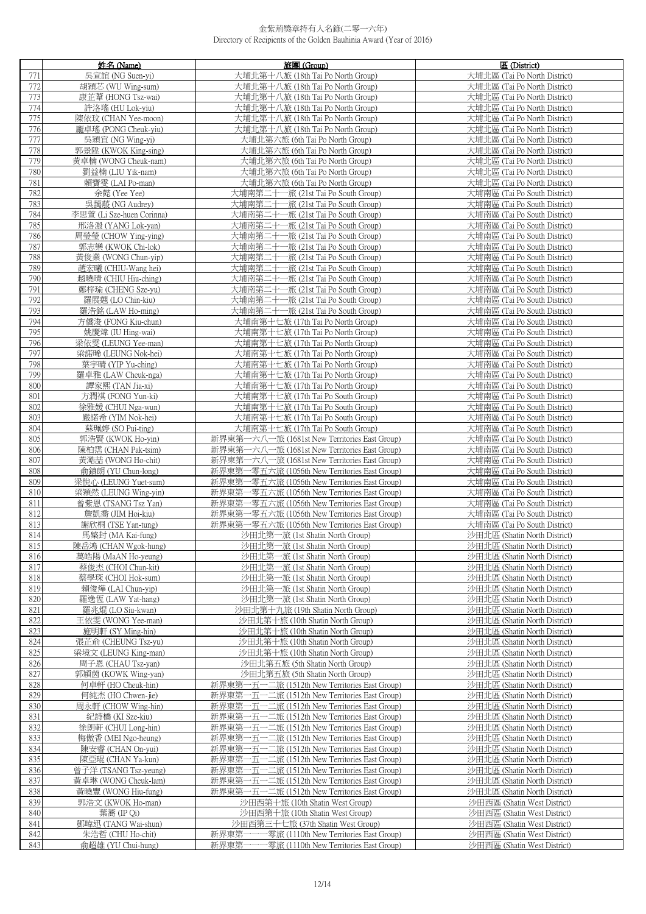金紫荊獎章持有人名錄(二零一六年)
Directory of Recipients of the Golden Bauhinia Award (Year of 2016)

| | 姓名 (Name) | 旅團 (Group) | 區 (District) |
|---|---|---|---|
| 771 | 吳宣誼 (NG Suen-yi) | 大埔北第十八旅 (18th Tai Po North Group) | 大埔北區 (Tai Po North District) |
| 772 | 胡穎芯 (WU Wing-sum) | 大埔北第十八旅 (18th Tai Po North Group) | 大埔北區 (Tai Po North District) |
| 773 | 康芷葦 (HONG Tsz-wai) | 大埔北第十八旅 (18th Tai Po North Group) | 大埔北區 (Tai Po North District) |
| 774 | 許洛瑤 (HU Lok-yiu) | 大埔北第十八旅 (18th Tai Po North Group) | 大埔北區 (Tai Po North District) |
| 775 | 陳依玟 (CHAN Yee-moon) | 大埔北第十八旅 (18th Tai Po North Group) | 大埔北區 (Tai Po North District) |
| 776 | 龐卓瑤 (PONG Cheuk-yiu) | 大埔北第十八旅 (18th Tai Po North Group) | 大埔北區 (Tai Po North District) |
| 777 | 吳穎宜 (NG Wing-yi) | 大埔北第六旅 (6th Tai Po North Group) | 大埔北區 (Tai Po North District) |
| 778 | 郭景陞 (KWOK King-sing) | 大埔北第六旅 (6th Tai Po North Group) | 大埔北區 (Tai Po North District) |
| 779 | 黃卓楠 (WONG Cheuk-nam) | 大埔北第六旅 (6th Tai Po North Group) | 大埔北區 (Tai Po North District) |
| 780 | 劉益楠 (LIU Yik-nam) | 大埔北第六旅 (6th Tai Po North Group) | 大埔北區 (Tai Po North District) |
| 781 | 賴寶雯 (LAI Po-man) | 大埔北第六旅 (6th Tai Po North Group) | 大埔北區 (Tai Po North District) |
| 782 | 余懿 (Yee Yee) | 大埔南第二十一旅 (21st Tai Po South Group) | 大埔南區 (Tai Po South District) |
| 783 | 吳藹蔙 (NG Audrey) | 大埔南第二十一旅 (21st Tai Po South Group) | 大埔南區 (Tai Po South District) |
| 784 | 李思萱 (Li Sze-huen Corinna) | 大埔南第二十一旅 (21st Tai Po South Group) | 大埔南區 (Tai Po South District) |
| 785 | 邢洛濒 (YANG Lok-yan) | 大埔南第二十一旅 (21st Tai Po South Group) | 大埔南區 (Tai Po South District) |
| 786 | 周瑩瑩 (CHOW Ying-ying) | 大埔南第二十一旅 (21st Tai Po South Group) | 大埔南區 (Tai Po South District) |
| 787 | 郭志樂 (KWOK Chi-lok) | 大埔南第二十一旅 (21st Tai Po South Group) | 大埔南區 (Tai Po South District) |
| 788 | 黃俊業 (WONG Chun-yip) | 大埔南第二十一旅 (21st Tai Po South Group) | 大埔南區 (Tai Po South District) |
| 789 | 趙宏曦 (CHIU-Wang hei) | 大埔南第二十一旅 (21st Tai Po South Group) | 大埔南區 (Tai Po South District) |
| 790 | 趙曉晴 (CHIU Hiu-ching) | 大埔南第二十一旅 (21st Tai Po South Group) | 大埔南區 (Tai Po South District) |
| 791 | 鄭梓瑜 (CHENG Sze-yu) | 大埔南第二十一旅 (21st Tai Po South Group) | 大埔南區 (Tai Po South District) |
| 792 | 羅展翹 (LO Chin-kiu) | 大埔南第二十一旅 (21st Tai Po South Group) | 大埔南區 (Tai Po South District) |
| 793 | 羅浩銘 (LAW Ho-ming) | 大埔南第二十一旅 (21st Tai Po South Group) | 大埔南區 (Tai Po South District) |
| 794 | 方僑浚 (FONG Kiu-chun) | 大埔南第十七旅 (17th Tai Po North Group) | 大埔南區 (Tai Po South District) |
| 795 | 姚慶煒 (IU Hing-wai) | 大埔南第十七旅 (17th Tai Po North Group) | 大埔南區 (Tai Po South District) |
| 796 | 梁依雯 (LEUNG Yee-man) | 大埔南第十七旅 (17th Tai Po North Group) | 大埔南區 (Tai Po South District) |
| 797 | 梁諾晞 (LEUNG Nok-hei) | 大埔南第十七旅 (17th Tai Po North Group) | 大埔南區 (Tai Po South District) |
| 798 | 葉宇晴 (YIP Yu-ching) | 大埔南第十七旅 (17th Tai Po North Group) | 大埔南區 (Tai Po South District) |
| 799 | 羅卓雅 (LAW Cheuk-nga) | 大埔南第十七旅 (17th Tai Po North Group) | 大埔南區 (Tai Po South District) |
| 800 | 譚家熙 (TAN Jia-xi) | 大埔南第十七旅 (17th Tai Po North Group) | 大埔南區 (Tai Po South District) |
| 801 | 方潤祺 (FONG Yun-ki) | 大埔南第十七旅 (17th Tai Po South Group) | 大埔南區 (Tai Po South District) |
| 802 | 徐雅媛 (CHUI Nga-wun) | 大埔南第十七旅 (17th Tai Po South Group) | 大埔南區 (Tai Po South District) |
| 803 | 嚴諾希 (YIM Nok-hei) | 大埔南第十七旅 (17th Tai Po South Group) | 大埔南區 (Tai Po South District) |
| 804 | 蘇珮婷 (SO Pui-ting) | 大埔南第十七旅 (17th Tai Po South Group) | 大埔南區 (Tai Po South District) |
| 805 | 郭浩賢 (KWOK Ho-yin) | 新界東第一六八一旅 (1681st New Territories East Group) | 大埔南區 (Tai Po South District) |
| 806 | 陳柏霑 (CHAN Pak-tsim) | 新界東第一六八一旅 (1681st New Territories East Group) | 大埔南區 (Tai Po South District) |
| 807 | 黃澔喆 (WONG Ho-chit) | 新界東第一六八一旅 (1681st New Territories East Group) | 大埔南區 (Tai Po South District) |
| 808 | 俞鎮朗 (YU Chun-long) | 新界東第一零五六旅 (1056th New Territories East Group) | 大埔南區 (Tai Po South District) |
| 809 | 梁悅心 (LEUNG Yuet-sum) | 新界東第一零五六旅 (1056th New Territories East Group) | 大埔南區 (Tai Po South District) |
| 810 | 梁穎然 (LEUNG Wing-yin) | 新界東第一零五六旅 (1056th New Territories East Group) | 大埔南區 (Tai Po South District) |
| 811 | 曾紫恩 (TSANG Tsz Yan) | 新界東第一零五六旅 (1056th New Territories East Group) | 大埔南區 (Tai Po South District) |
| 812 | 詹凱喬 (JIM Hoi-kiu) | 新界東第一零五六旅 (1056th New Territories East Group) | 大埔南區 (Tai Po South District) |
| 813 | 謝欣桐 (TSE Yan-tung) | 新界東第一零五六旅 (1056th New Territories East Group) | 大埔南區 (Tai Po South District) |
| 814 | 馬棨封 (MA Kai-fung) | 沙田北第一旅 (1st Shatin North Group) | 沙田北區 (Shatin North District) |
| 815 | 陳岳鴻 (CHAN Wgok-hung) | 沙田北第一旅 (1st Shatin North Group) | 沙田北區 (Shatin North District) |
| 816 | 萬皓陽 (MaAN Ho-yeung) | 沙田北第一旅 (1st Shatin North Group) | 沙田北區 (Shatin North District) |
| 817 | 蔡俊杰 (CHOI Chun-kit) | 沙田北第一旅 (1st Shatin North Group) | 沙田北區 (Shatin North District) |
| 818 | 蔡學琛 (CHOI Hok-sum) | 沙田北第一旅 (1st Shatin North Group) | 沙田北區 (Shatin North District) |
| 819 | 賴俊燁 (LAI Chun-yip) | 沙田北第一旅 (1st Shatin North Group) | 沙田北區 (Shatin North District) |
| 820 | 羅逸恆 (LAW Yat-hang) | 沙田北第一旅 (1st Shatin North Group) | 沙田北區 (Shatin North District) |
| 821 | 羅兆焜 (LO Siu-kwan) | 沙田北第十九旅 (19th Shatin North Group) | 沙田北區 (Shatin North District) |
| 822 | 王依雯 (WONG Yee-man) | 沙田北第十旅 (10th Shatin North Group) | 沙田北區 (Shatin North District) |
| 823 | 施明軒 (SY Ming-hin) | 沙田北第十旅 (10th Shatin North Group) | 沙田北區 (Shatin North District) |
| 824 | 張芷俞 (CHEUNG Tsz-yu) | 沙田北第十旅 (10th Shatin North Group) | 沙田北區 (Shatin North District) |
| 825 | 梁境文 (LEUNG King-man) | 沙田北第十旅 (10th Shatin North Group) | 沙田北區 (Shatin North District) |
| 826 | 周子恩 (CHAU Tsz-yan) | 沙田北第五旅 (5th Shatin North Group) | 沙田北區 (Shatin North District) |
| 827 | 郭穎茵 (KOWK Wing-yan) | 沙田北第五旅 (5th Shatin North Group) | 沙田北區 (Shatin North District) |
| 828 | 何卓軒 (HO Cheuk-hin) | 新界東第一五一二旅 (1512th New Territories East Group) | 沙田北區 (Shatin North District) |
| 829 | 何純杰 (HO Chwen-jie) | 新界東第一五一二旅 (1512th New Territories East Group) | 沙田北區 (Shatin North District) |
| 830 | 周永軒 (CHOW Wing-hin) | 新界東第一五一二旅 (1512th New Territories East Group) | 沙田北區 (Shatin North District) |
| 831 | 紀詩橋 (KI Sze-kiu) | 新界東第一五一二旅 (1512th New Territories East Group) | 沙田北區 (Shatin North District) |
| 832 | 徐朗軒 (CHUI Long-hin) | 新界東第一五一二旅 (1512th New Territories East Group) | 沙田北區 (Shatin North District) |
| 833 | 梅傲香 (MEI Ngo-heung) | 新界東第一五一二旅 (1512th New Territories East Group) | 沙田北區 (Shatin North District) |
| 834 | 陳安睿 (CHAN On-yui) | 新界東第一五一二旅 (1512th New Territories East Group) | 沙田北區 (Shatin North District) |
| 835 | 陳亞琨 (CHAN Ya-kun) | 新界東第一五一二旅 (1512th New Territories East Group) | 沙田北區 (Shatin North District) |
| 836 | 曾子洋 (TSANG Tsz-yeung) | 新界東第一五一二旅 (1512th New Territories East Group) | 沙田北區 (Shatin North District) |
| 837 | 黃卓琳 (WONG Cheuk-lam) | 新界東第一五一二旅 (1512th New Territories East Group) | 沙田北區 (Shatin North District) |
| 838 | 黃曉豐 (WONG Hiu-fung) | 新界東第一五一二旅 (1512th New Territories East Group) | 沙田北區 (Shatin North District) |
| 839 | 郭浩文 (KWOK Ho-man) | 沙田西第十旅 (10th Shatin West Group) | 沙田西區 (Shatin West District) |
| 840 | 葉蕎 (IP Qi) | 沙田西第十旅 (10th Shatin West Group) | 沙田西區 (Shatin West District) |
| 841 | 鄧暐迅 (TANG Wai-shun) | 沙田西第三十七旅 (37th Shatin West Group) | 沙田西區 (Shatin West District) |
| 842 | 朱浩哲 (CHU Ho-chit) | 新界東第一一一零旅 (1110th New Territories East Group) | 沙田西區 (Shatin West District) |
| 843 | 俞超雄 (YU Chui-hung) | 新界東第一一一零旅 (1110th New Territories East Group) | 沙田西區 (Shatin West District) |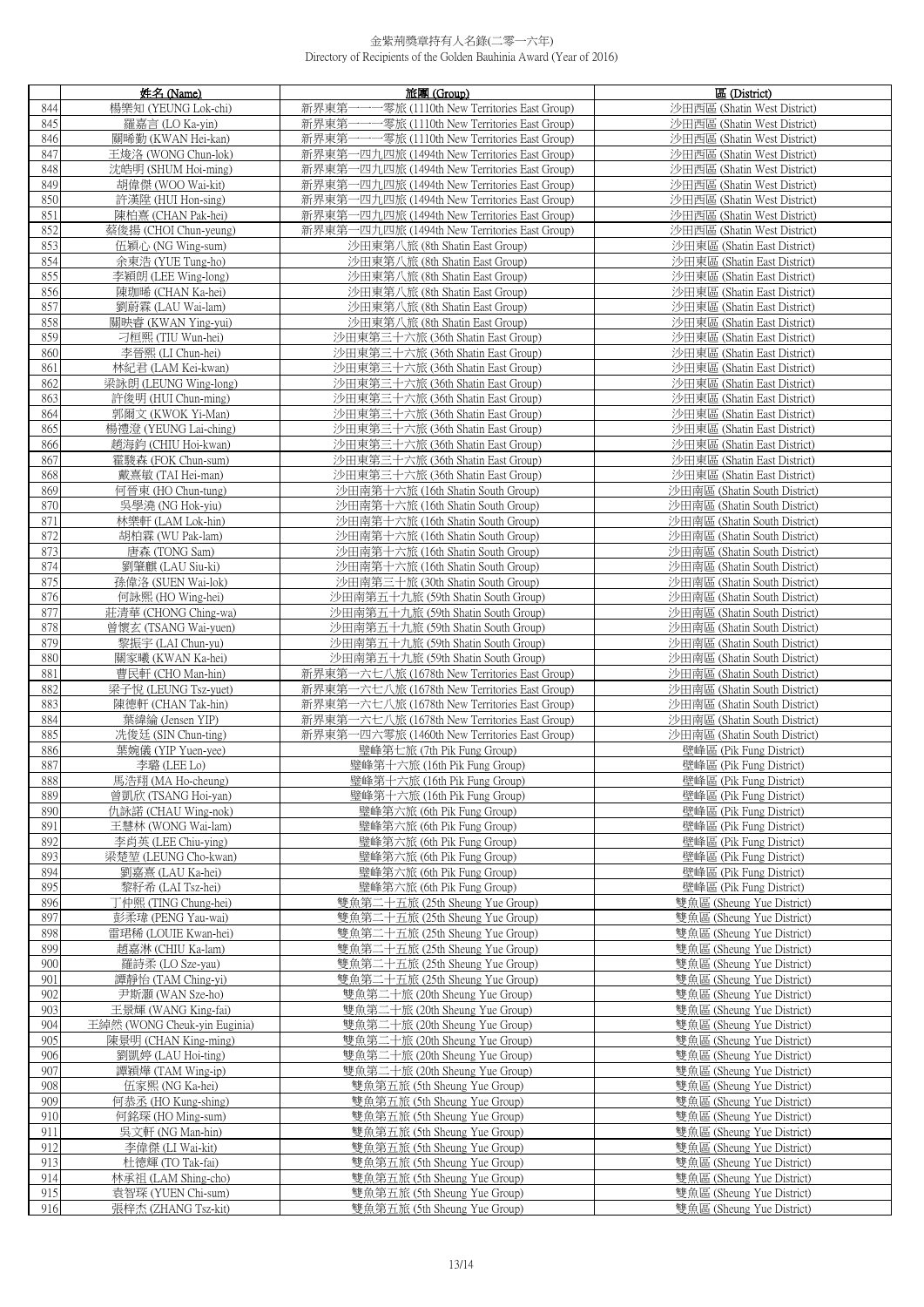金紫荊獎章持有人名錄(二零一六年)
Directory of Recipients of the Golden Bauhinia Award (Year of 2016)

| | 姓名 (Name) | 旅團 (Group) | 區 (District) |
|---|---|---|---|
| 844 | 楊樂知 (YEUNG Lok-chi) | 新界東第一一一零旅 (1110th New Territories East Group) | 沙田西區 (Shatin West District) |
| 845 | 羅嘉言 (LO Ka-yin) | 新界東第一一一零旅 (1110th New Territories East Group) | 沙田西區 (Shatin West District) |
| 846 | 關晞勤 (KWAN Hei-kan) | 新界東第一一一零旅 (1110th New Territories East Group) | 沙田西區 (Shatin West District) |
| 847 | 王竣洛 (WONG Chun-lok) | 新界東第一四九四旅 (1494th New Territories East Group) | 沙田西區 (Shatin West District) |
| 848 | 沈皓明 (SHUM Hoi-ming) | 新界東第一四九四旅 (1494th New Territories East Group) | 沙田西區 (Shatin West District) |
| 849 | 胡偉傑 (WOO Wai-kit) | 新界東第一四九四旅 (1494th New Territories East Group) | 沙田西區 (Shatin West District) |
| 850 | 許漢陞 (HUI Hon-sing) | 新界東第一四九四旅 (1494th New Territories East Group) | 沙田西區 (Shatin West District) |
| 851 | 陳柏熹 (CHAN Pak-hei) | 新界東第一四九四旅 (1494th New Territories East Group) | 沙田西區 (Shatin West District) |
| 852 | 蔡俊揚 (CHOI Chun-yeung) | 新界東第一四九四旅 (1494th New Territories East Group) | 沙田西區 (Shatin West District) |
| 853 | 伍穎心 (NG Wing-sum) | 沙田東第八旅 (8th Shatin East Group) | 沙田東區 (Shatin East District) |
| 854 | 余東浩 (YUE Tung-ho) | 沙田東第八旅 (8th Shatin East Group) | 沙田東區 (Shatin East District) |
| 855 | 李穎朗 (LEE Wing-long) | 沙田東第八旅 (8th Shatin East Group) | 沙田東區 (Shatin East District) |
| 856 | 陳珈晞 (CHAN Ka-hei) | 沙田東第八旅 (8th Shatin East Group) | 沙田東區 (Shatin East District) |
| 857 | 劉蔚霖 (LAU Wai-lam) | 沙田東第八旅 (8th Shatin East Group) | 沙田東區 (Shatin East District) |
| 858 | 關映睿 (KWAN Ying-yui) | 沙田東第八旅 (8th Shatin East Group) | 沙田東區 (Shatin East District) |
| 859 | 刁桓熙 (TIU Wun-hei) | 沙田東第三十六旅 (36th Shatin East Group) | 沙田東區 (Shatin East District) |
| 860 | 李晉熙 (LI Chun-hei) | 沙田東第三十六旅 (36th Shatin East Group) | 沙田東區 (Shatin East District) |
| 861 | 林紀君 (LAM Kei-kwan) | 沙田東第三十六旅 (36th Shatin East Group) | 沙田東區 (Shatin East District) |
| 862 | 梁詠朗 (LEUNG Wing-long) | 沙田東第三十六旅 (36th Shatin East Group) | 沙田東區 (Shatin East District) |
| 863 | 許俊明 (HUI Chun-ming) | 沙田東第三十六旅 (36th Shatin East Group) | 沙田東區 (Shatin East District) |
| 864 | 郭爾文 (KWOK Yi-Man) | 沙田東第三十六旅 (36th Shatin East Group) | 沙田東區 (Shatin East District) |
| 865 | 楊禮澄 (YEUNG Lai-ching) | 沙田東第三十六旅 (36th Shatin East Group) | 沙田東區 (Shatin East District) |
| 866 | 趙海鈞 (CHIU Hoi-kwan) | 沙田東第三十六旅 (36th Shatin East Group) | 沙田東區 (Shatin East District) |
| 867 | 霍駿森 (FOK Chun-sum) | 沙田東第三十六旅 (36th Shatin East Group) | 沙田東區 (Shatin East District) |
| 868 | 戴熹敏 (TAI Hei-man) | 沙田東第三十六旅 (36th Shatin East Group) | 沙田東區 (Shatin East District) |
| 869 | 何晉東 (HO Chun-tung) | 沙田南第十六旅 (16th Shatin South Group) | 沙田南區 (Shatin South District) |
| 870 | 吳學堯 (NG Hok-yiu) | 沙田南第十六旅 (16th Shatin South Group) | 沙田南區 (Shatin South District) |
| 871 | 林樂軒 (LAM Lok-hin) | 沙田南第十六旅 (16th Shatin South Group) | 沙田南區 (Shatin South District) |
| 872 | 胡柏霖 (WU Pak-lam) | 沙田南第十六旅 (16th Shatin South Group) | 沙田南區 (Shatin South District) |
| 873 | 唐森 (TONG Sam) | 沙田南第十六旅 (16th Shatin South Group) | 沙田南區 (Shatin South District) |
| 874 | 劉肇麒 (LAU Siu-ki) | 沙田南第十六旅 (16th Shatin South Group) | 沙田南區 (Shatin South District) |
| 875 | 孫偉洛 (SUEN Wai-lok) | 沙田南第三十旅 (30th Shatin South Group) | 沙田南區 (Shatin South District) |
| 876 | 何詠熙 (HO Wing-hei) | 沙田南第五十九旅 (59th Shatin South Group) | 沙田南區 (Shatin South District) |
| 877 | 莊清華 (CHONG Ching-wa) | 沙田南第五十九旅 (59th Shatin South Group) | 沙田南區 (Shatin South District) |
| 878 | 曾懷玄 (TSANG Wai-yuen) | 沙田南第五十九旅 (59th Shatin South Group) | 沙田南區 (Shatin South District) |
| 879 | 黎振宇 (LAI Chun-yu) | 沙田南第五十九旅 (59th Shatin South Group) | 沙田南區 (Shatin South District) |
| 880 | 關家曦 (KWAN Ka-hei) | 沙田南第五十九旅 (59th Shatin South Group) | 沙田南區 (Shatin South District) |
| 881 | 曹民軒 (CHO Man-hin) | 新界東第一六七八旅 (1678th New Territories East Group) | 沙田南區 (Shatin South District) |
| 882 | 梁子悅 (LEUNG Tsz-yuet) | 新界東第一六七八旅 (1678th New Territories East Group) | 沙田南區 (Shatin South District) |
| 883 | 陳德軒 (CHAN Tak-hin) | 新界東第一六七八旅 (1678th New Territories East Group) | 沙田南區 (Shatin South District) |
| 884 | 葉缂綸 (Jensen YIP) | 新界東第一六七八旅 (1678th New Territories East Group) | 沙田南區 (Shatin South District) |
| 885 | 冼俊廷 (SIN Chun-ting) | 新界東第一四六零旅 (1460th New Territories East Group) | 沙田南區 (Shatin South District) |
| 886 | 葉婉儀 (YIP Yuen-yee) | 璧峰第七旅 (7th Pik Fung Group) | 璧峰區 (Pik Fung District) |
| 887 | 李璐 (LEE Lo) | 璧峰第十六旅 (16th Pik Fung Group) | 璧峰區 (Pik Fung District) |
| 888 | 馬浩翔 (MA Ho-cheung) | 璧峰第十六旅 (16th Pik Fung Group) | 璧峰區 (Pik Fung District) |
| 889 | 曾凱欣 (TSANG Hoi-yan) | 璧峰第十六旅 (16th Pik Fung Group) | 璧峰區 (Pik Fung District) |
| 890 | 仇詠諾 (CHAU Wing-nok) | 璧峰第六旅 (6th Pik Fung Group) | 璧峰區 (Pik Fung District) |
| 891 | 王慧林 (WONG Wai-lam) | 璧峰第六旅 (6th Pik Fung Group) | 璧峰區 (Pik Fung District) |
| 892 | 李肖英 (LEE Chiu-ying) | 璧峰第六旅 (6th Pik Fung Group) | 璧峰區 (Pik Fung District) |
| 893 | 梁楚堃 (LEUNG Cho-kwan) | 璧峰第六旅 (6th Pik Fung Group) | 璧峰區 (Pik Fung District) |
| 894 | 劉嘉熹 (LAU Ka-hei) | 璧峰第六旅 (6th Pik Fung Group) | 璧峰區 (Pik Fung District) |
| 895 | 黎籽希 (LAI Tsz-hei) | 璧峰第六旅 (6th Pik Fung Group) | 璧峰區 (Pik Fung District) |
| 896 | 丁仲熙 (TING Chung-hei) | 雙魚第二十五旅 (25th Sheung Yue Group) | 雙魚區 (Sheung Yue District) |
| 897 | 彭柔瑋 (PENG Yau-wai) | 雙魚第二十五旅 (25th Sheung Yue Group) | 雙魚區 (Sheung Yue District) |
| 898 | 雷珺稀 (LOUIE Kwan-hei) | 雙魚第二十五旅 (25th Sheung Yue Group) | 雙魚區 (Sheung Yue District) |
| 899 | 趙嘉淋 (CHIU Ka-lam) | 雙魚第二十五旅 (25th Sheung Yue Group) | 雙魚區 (Sheung Yue District) |
| 900 | 羅詩柔 (LO Sze-yau) | 雙魚第二十五旅 (25th Sheung Yue Group) | 雙魚區 (Sheung Yue District) |
| 901 | 譚靜怡 (TAM Ching-yi) | 雙魚第二十五旅 (25th Sheung Yue Group) | 雙魚區 (Sheung Yue District) |
| 902 | 尹斯灝 (WAN Sze-ho) | 雙魚第二十旅 (20th Sheung Yue Group) | 雙魚區 (Sheung Yue District) |
| 903 | 王景輝 (WANG King-fai) | 雙魚第二十旅 (20th Sheung Yue Group) | 雙魚區 (Sheung Yue District) |
| 904 | 王綽然 (WONG Cheuk-yin Euginia) | 雙魚第二十旅 (20th Sheung Yue Group) | 雙魚區 (Sheung Yue District) |
| 905 | 陳景明 (CHAN King-ming) | 雙魚第二十旅 (20th Sheung Yue Group) | 雙魚區 (Sheung Yue District) |
| 906 | 劉凱婷 (LAU Hoi-ting) | 雙魚第二十旅 (20th Sheung Yue Group) | 雙魚區 (Sheung Yue District) |
| 907 | 譚穎燁 (TAM Wing-ip) | 雙魚第二十旅 (20th Sheung Yue Group) | 雙魚區 (Sheung Yue District) |
| 908 | 伍家熙 (NG Ka-hei) | 雙魚第五旅 (5th Sheung Yue Group) | 雙魚區 (Sheung Yue District) |
| 909 | 何恭丞 (HO Kung-shing) | 雙魚第五旅 (5th Sheung Yue Group) | 雙魚區 (Sheung Yue District) |
| 910 | 何銘琛 (HO Ming-sum) | 雙魚第五旅 (5th Sheung Yue Group) | 雙魚區 (Sheung Yue District) |
| 911 | 吳文軒 (NG Man-hin) | 雙魚第五旅 (5th Sheung Yue Group) | 雙魚區 (Sheung Yue District) |
| 912 | 李偉傑 (LI Wai-kit) | 雙魚第五旅 (5th Sheung Yue Group) | 雙魚區 (Sheung Yue District) |
| 913 | 杜德輝 (TO Tak-fai) | 雙魚第五旅 (5th Sheung Yue Group) | 雙魚區 (Sheung Yue District) |
| 914 | 林承祖 (LAM Shing-cho) | 雙魚第五旅 (5th Sheung Yue Group) | 雙魚區 (Sheung Yue District) |
| 915 | 袁智琛 (YUEN Chi-sum) | 雙魚第五旅 (5th Sheung Yue Group) | 雙魚區 (Sheung Yue District) |
| 916 | 張梓杰 (ZHANG Tsz-kit) | 雙魚第五旅 (5th Sheung Yue Group) | 雙魚區 (Sheung Yue District) |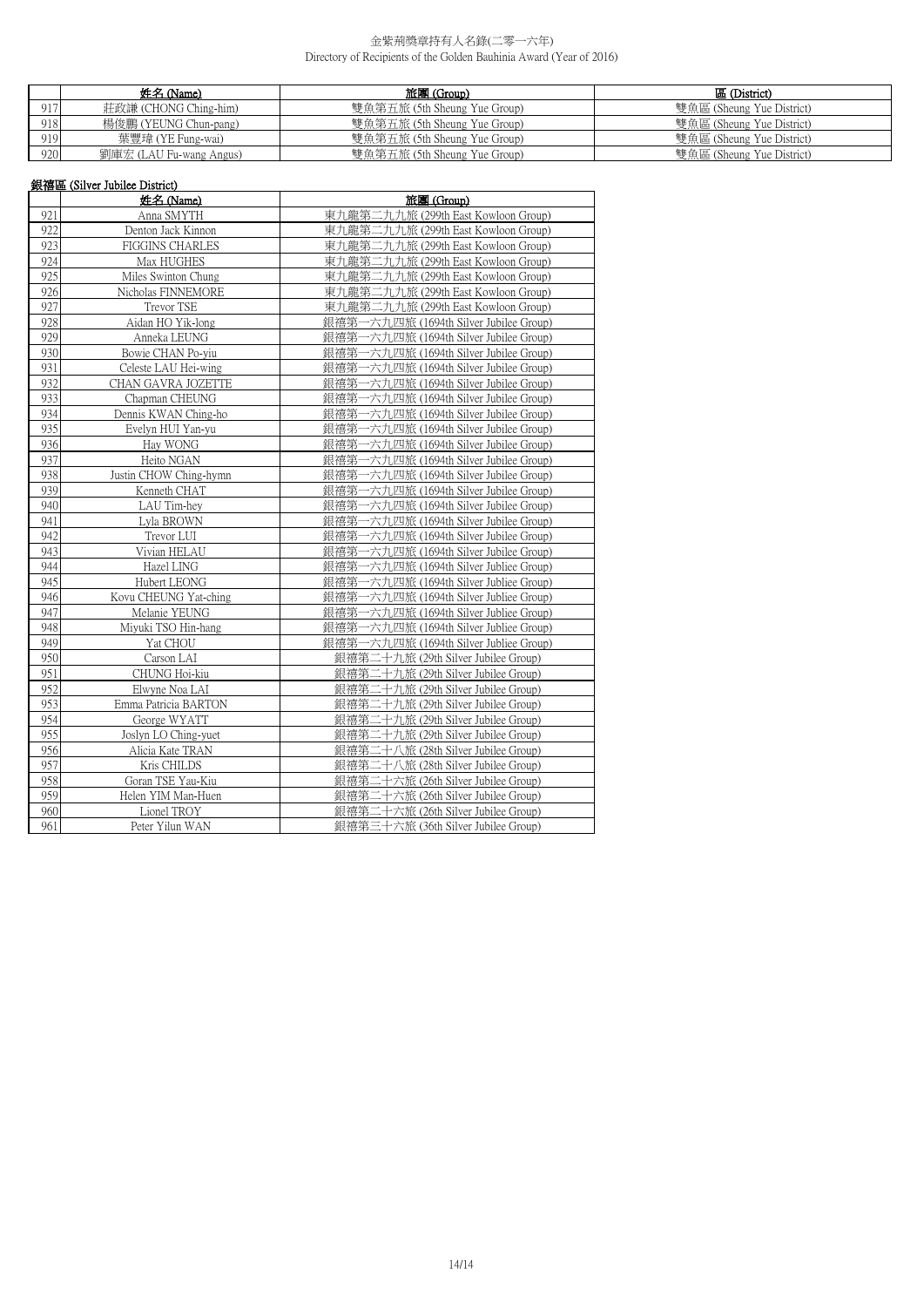| | 姓名 (Name) | 旅團 (Group) | 區 (District) |
|---|---|---|---|
| 917 | 莊政謙 (CHONG Ching-him) | 雙魚第五旅 (5th Sheung Yue Group) | 雙魚區 (Sheung Yue District) |
| 918 | 楊俊鵬 (YEUNG Chun-pang) | 雙魚第五旅 (5th Sheung Yue Group) | 雙魚區 (Sheung Yue District) |
| 919 | 葉豐瑋 (YE Fung-wai) | 雙魚第五旅 (5th Sheung Yue Group) | 雙魚區 (Sheung Yue District) |
| 920 | 劉庫宏 (LAU Fu-wang Angus) | 雙魚第五旅 (5th Sheung Yue Group) | 雙魚區 (Sheung Yue District) |

## 銀禧區 (Silver Jubilee District)

| | 姓名 (Name) | 旅團 (Group) |
|---|---|---|
| 921 | Anna SMYTH | 東九龍第二九九旅 (299th East Kowloon Group) |
| 922 | Denton Jack Kinnon | 東九龍第二九九旅 (299th East Kowloon Group) |
| 923 | FIGGINS CHARLES | 東九龍第二九九旅 (299th East Kowloon Group) |
| 924 | Max HUGHES | 東九龍第二九九旅 (299th East Kowloon Group) |
| 925 | Miles Swinton Chung | 東九龍第二九九旅 (299th East Kowloon Group) |
| 926 | Nicholas FINNEMORE | 東九龍第二九九旅 (299th East Kowloon Group) |
| 927 | Trevor TSE | 東九龍第二九九旅 (299th East Kowloon Group) |
| 928 | Aidan HO Yik-long | 銀禧第一六九四旅 (1694th Silver Jubilee Group) |
| 929 | Anneka LEUNG | 銀禧第一六九四旅 (1694th Silver Jubilee Group) |
| 930 | Bowie CHAN Po-yiu | 銀禧第一六九四旅 (1694th Silver Jubilee Group) |
| 931 | Celeste LAU Hei-wing | 銀禧第一六九四旅 (1694th Silver Jubilee Group) |
| 932 | CHAN GAVRA JOZETTE | 銀禧第一六九四旅 (1694th Silver Jubilee Group) |
| 933 | Chapman CHEUNG | 銀禧第一六九四旅 (1694th Silver Jubilee Group) |
| 934 | Dennis KWAN Ching-ho | 銀禧第一六九四旅 (1694th Silver Jubilee Group) |
| 935 | Evelyn HUI Yan-yu | 銀禧第一六九四旅 (1694th Silver Jubilee Group) |
| 936 | Hay WONG | 銀禧第一六九四旅 (1694th Silver Jubilee Group) |
| 937 | Heito NGAN | 銀禧第一六九四旅 (1694th Silver Jubilee Group) |
| 938 | Justin CHOW Ching-hymn | 銀禧第一六九四旅 (1694th Silver Jubilee Group) |
| 939 | Kenneth CHAT | 銀禧第一六九四旅 (1694th Silver Jubilee Group) |
| 940 | LAU Tim-hey | 銀禧第一六九四旅 (1694th Silver Jubilee Group) |
| 941 | Lyla BROWN | 銀禧第一六九四旅 (1694th Silver Jubilee Group) |
| 942 | Trevor LUI | 銀禧第一六九四旅 (1694th Silver Jubilee Group) |
| 943 | Vivian HELAU | 銀禧第一六九四旅 (1694th Silver Jubilee Group) |
| 944 | Hazel LING | 銀禧第一六九四旅 (1694th Silver Jubilee Group) |
| 945 | Hubert LEONG | 銀禧第一六九四旅 (1694th Silver Jubliee Group) |
| 946 | Kovu CHEUNG Yat-ching | 銀禧第一六九四旅 (1694th Silver Jubliee Group) |
| 947 | Melanie YEUNG | 銀禧第一六九四旅 (1694th Silver Jubliee Group) |
| 948 | Miyuki TSO Hin-hang | 銀禧第一六九四旅 (1694th Silver Jubliee Group) |
| 949 | Yat CHOU | 銀禧第一六九四旅 (1694th Silver Jubilee Group) |
| 950 | Carson LAI | 銀禧第二十九旅 (29th Silver Jubilee Group) |
| 951 | CHUNG Hoi-kiu | 銀禧第二十九旅 (29th Silver Jubilee Group) |
| 952 | Elwyne Noa LAI | 銀禧第二十九旅 (29th Silver Jubilee Group) |
| 953 | Emma Patricia BARTON | 銀禧第二十九旅 (29th Silver Jubilee Group) |
| 954 | George WYATT | 銀禧第二十九旅 (29th Silver Jubilee Group) |
| 955 | Joslyn LO Ching-yuet | 銀禧第二十九旅 (29th Silver Jubilee Group) |
| 956 | Alicia Kate TRAN | 銀禧第二十八旅 (28th Silver Jubilee Group) |
| 957 | Kris CHILDS | 銀禧第二十八旅 (28th Silver Jubilee Group) |
| 958 | Goran TSE Yau-Kiu | 銀禧第二十六旅 (26th Silver Jubilee Group) |
| 959 | Helen YIM Man-Huen | 銀禧第二十六旅 (26th Silver Jubilee Group) |
| 960 | Lionel TROY | 銀禧第二十六旅 (26th Silver Jubilee Group) |
| 961 | Peter Yilun WAN | 銀禧第三十六旅 (36th Silver Jubilee Group) |